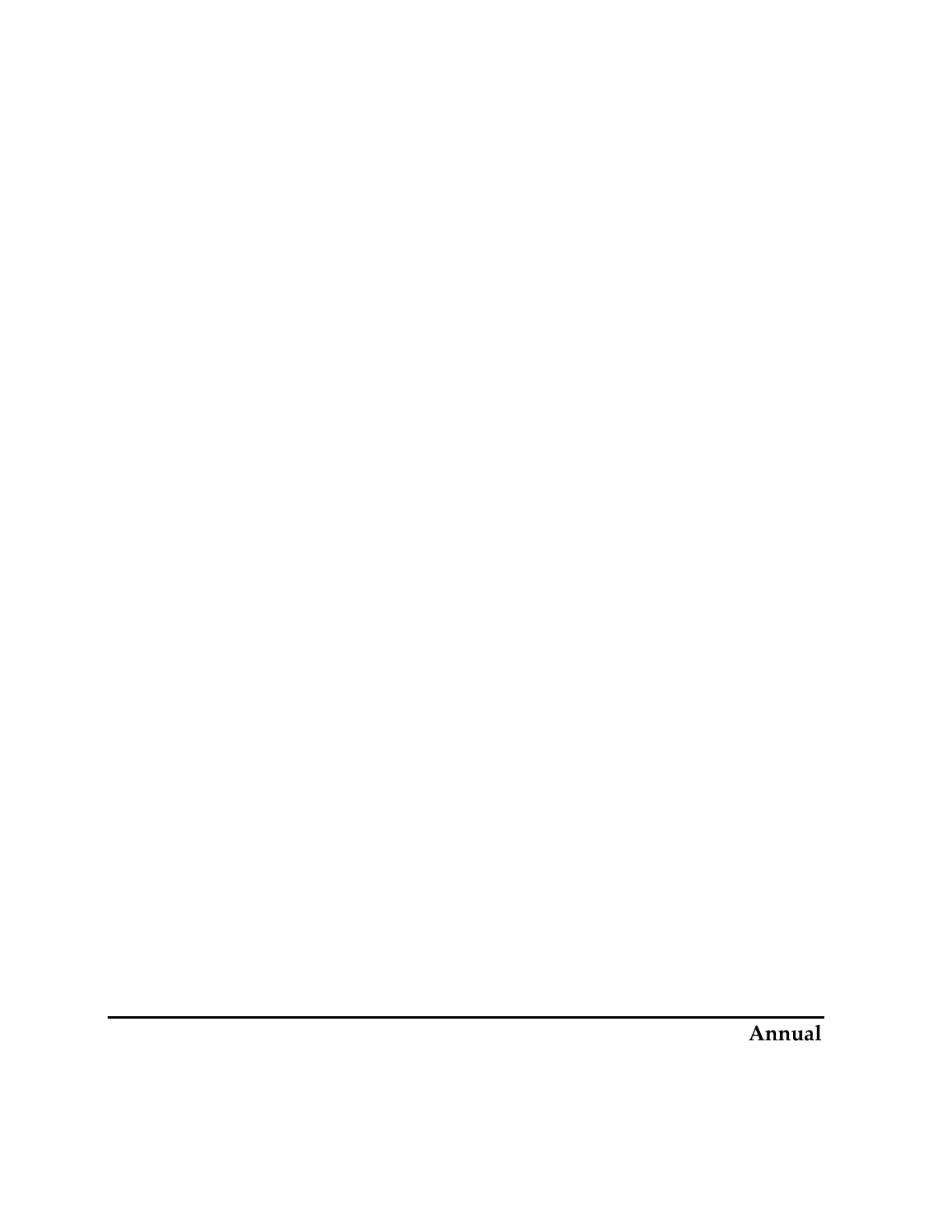**Annual**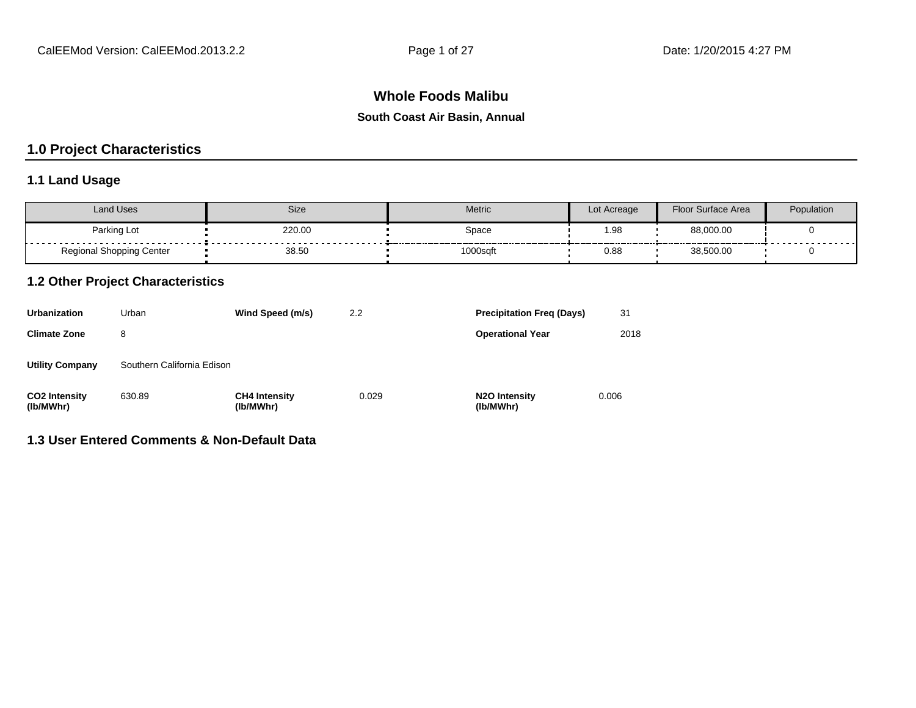# Whole Foods Malibu

**South Coast Air Basin, Annual**

## 1.0 Project Characteristics

### 1.1 Land Usage

| Land Uses | Size | Metric | Lot Acreage | Floor Surface Area | Population |
|---|---|---|---|---|---|
| Parking Lot | 220.00 | Space | 1.98 | 88,000.00 | 0 |
| Regional Shopping Center | 38.50 | 1000sqft | 0.88 | 38,500.00 | 0 |

### 1.2 Other Project Characteristics

| | | | | | |
|---|---|---|---|---|---|
| **Urbanization** | Urban | **Wind Speed (m/s)** | 2.2 | **Precipitation Freq (Days)** | 31 |
| **Climate Zone** | 8 | | | **Operational Year** | 2018 |
| **Utility Company** | Southern California Edison | | | | |
| **CO2 Intensity (lb/MWhr)** | 630.89 | **CH4 Intensity (lb/MWhr)** | 0.029 | **N2O Intensity (lb/MWhr)** | 0.006 |

### 1.3 User Entered Comments & Non-Default Data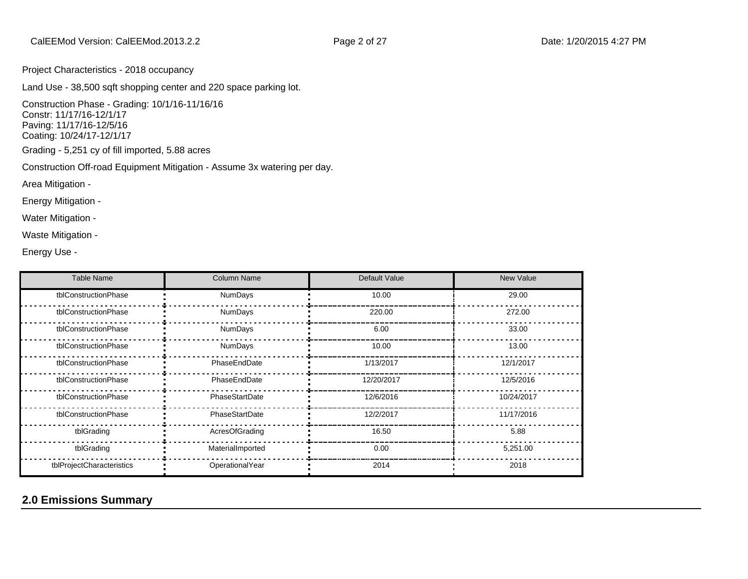Project Characteristics - 2018 occupancy

Land Use - 38,500 sqft shopping center and 220 space parking lot.

Construction Phase - Grading: 10/1/16-11/16/16
Constr: 11/17/16-12/1/17
Paving: 11/17/16-12/5/16
Coating: 10/24/17-12/1/17

Grading - 5,251 cy of fill imported, 5.88 acres

Construction Off-road Equipment Mitigation - Assume 3x watering per day.

Area Mitigation -

Energy Mitigation -

Water Mitigation -

Waste Mitigation -

Energy Use -

| Table Name | Column Name | Default Value | New Value |
|---|---|---|---|
| tblConstructionPhase | NumDays | 10.00 | 29.00 |
| tblConstructionPhase | NumDays | 220.00 | 272.00 |
| tblConstructionPhase | NumDays | 6.00 | 33.00 |
| tblConstructionPhase | NumDays | 10.00 | 13.00 |
| tblConstructionPhase | PhaseEndDate | 1/13/2017 | 12/1/2017 |
| tblConstructionPhase | PhaseEndDate | 12/20/2017 | 12/5/2016 |
| tblConstructionPhase | PhaseStartDate | 12/6/2016 | 10/24/2017 |
| tblConstructionPhase | PhaseStartDate | 12/2/2017 | 11/17/2016 |
| tblGrading | AcresOfGrading | 16.50 | 5.88 |
| tblGrading | MaterialImported | 0.00 | 5,251.00 |
| tblProjectCharacteristics | OperationalYear | 2014 | 2018 |

## 2.0 Emissions Summary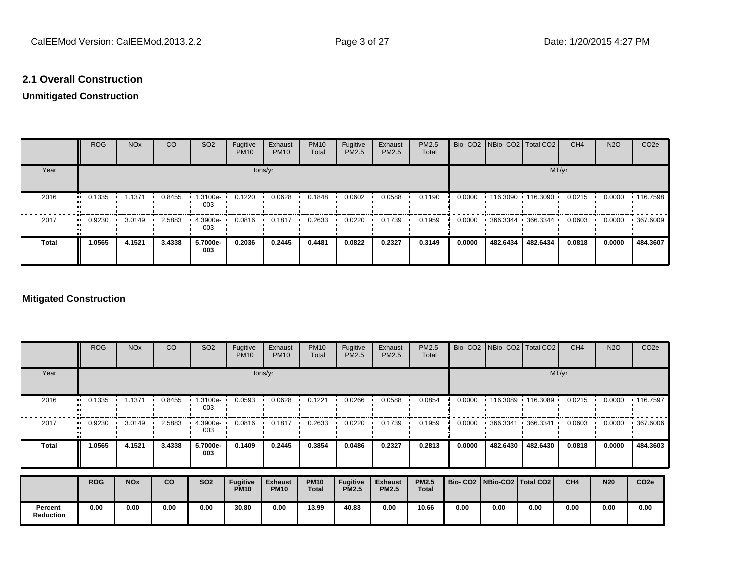## 2.1 Overall Construction

**Unmitigated Construction**

| | ROG | NOx | CO | SO2 | Fugitive PM10 | Exhaust PM10 | PM10 Total | Fugitive PM2.5 | Exhaust PM2.5 | PM2.5 Total | Bio- CO2 | NBio- CO2 | Total CO2 | CH4 | N2O | CO2e |
|---|---|---|---|---|---|---|---|---|---|---|---|---|---|---|---|---|
| Year | tons/yr | | | | | | | | | | MT/yr | | | | | |
| 2016 | 0.1335 | 1.1371 | 0.8455 | 1.3100e-003 | 0.1220 | 0.0628 | 0.1848 | 0.0602 | 0.0588 | 0.1190 | 0.0000 | 116.3090 | 116.3090 | 0.0215 | 0.0000 | 116.7598 |
| 2017 | 0.9230 | 3.0149 | 2.5883 | 4.3900e-003 | 0.0816 | 0.1817 | 0.2633 | 0.0220 | 0.1739 | 0.1959 | 0.0000 | 366.3344 | 366.3344 | 0.0603 | 0.0000 | 367.6009 |
| **Total** | **1.0565** | **4.1521** | **3.4338** | **5.7000e-003** | **0.2036** | **0.2445** | **0.4481** | **0.0822** | **0.2327** | **0.3149** | **0.0000** | **482.6434** | **482.6434** | **0.0818** | **0.0000** | **484.3607** |

**Mitigated Construction**

| | ROG | NOx | CO | SO2 | Fugitive PM10 | Exhaust PM10 | PM10 Total | Fugitive PM2.5 | Exhaust PM2.5 | PM2.5 Total | Bio- CO2 | NBio- CO2 | Total CO2 | CH4 | N2O | CO2e |
|---|---|---|---|---|---|---|---|---|---|---|---|---|---|---|---|---|
| Year | tons/yr | | | | | | | | | | MT/yr | | | | | |
| 2016 | 0.1335 | 1.1371 | 0.8455 | 1.3100e-003 | 0.0593 | 0.0628 | 0.1221 | 0.0266 | 0.0588 | 0.0854 | 0.0000 | 116.3089 | 116.3089 | 0.0215 | 0.0000 | 116.7597 |
| 2017 | 0.9230 | 3.0149 | 2.5883 | 4.3900e-003 | 0.0816 | 0.1817 | 0.2633 | 0.0220 | 0.1739 | 0.1959 | 0.0000 | 366.3341 | 366.3341 | 0.0603 | 0.0000 | 367.6006 |
| **Total** | **1.0565** | **4.1521** | **3.4338** | **5.7000e-003** | **0.1409** | **0.2445** | **0.3854** | **0.0486** | **0.2327** | **0.2813** | **0.0000** | **482.6430** | **482.6430** | **0.0818** | **0.0000** | **484.3603** |

| | **ROG** | **NOx** | **CO** | **SO2** | **Fugitive PM10** | **Exhaust PM10** | **PM10 Total** | **Fugitive PM2.5** | **Exhaust PM2.5** | **PM2.5 Total** | **Bio- CO2** | **NBio-CO2** | **Total CO2** | **CH4** | **N20** | **CO2e** |
|---|---|---|---|---|---|---|---|---|---|---|---|---|---|---|---|---|
| **Percent Reduction** | **0.00** | **0.00** | **0.00** | **0.00** | **30.80** | **0.00** | **13.99** | **40.83** | **0.00** | **10.66** | **0.00** | **0.00** | **0.00** | **0.00** | **0.00** | **0.00** |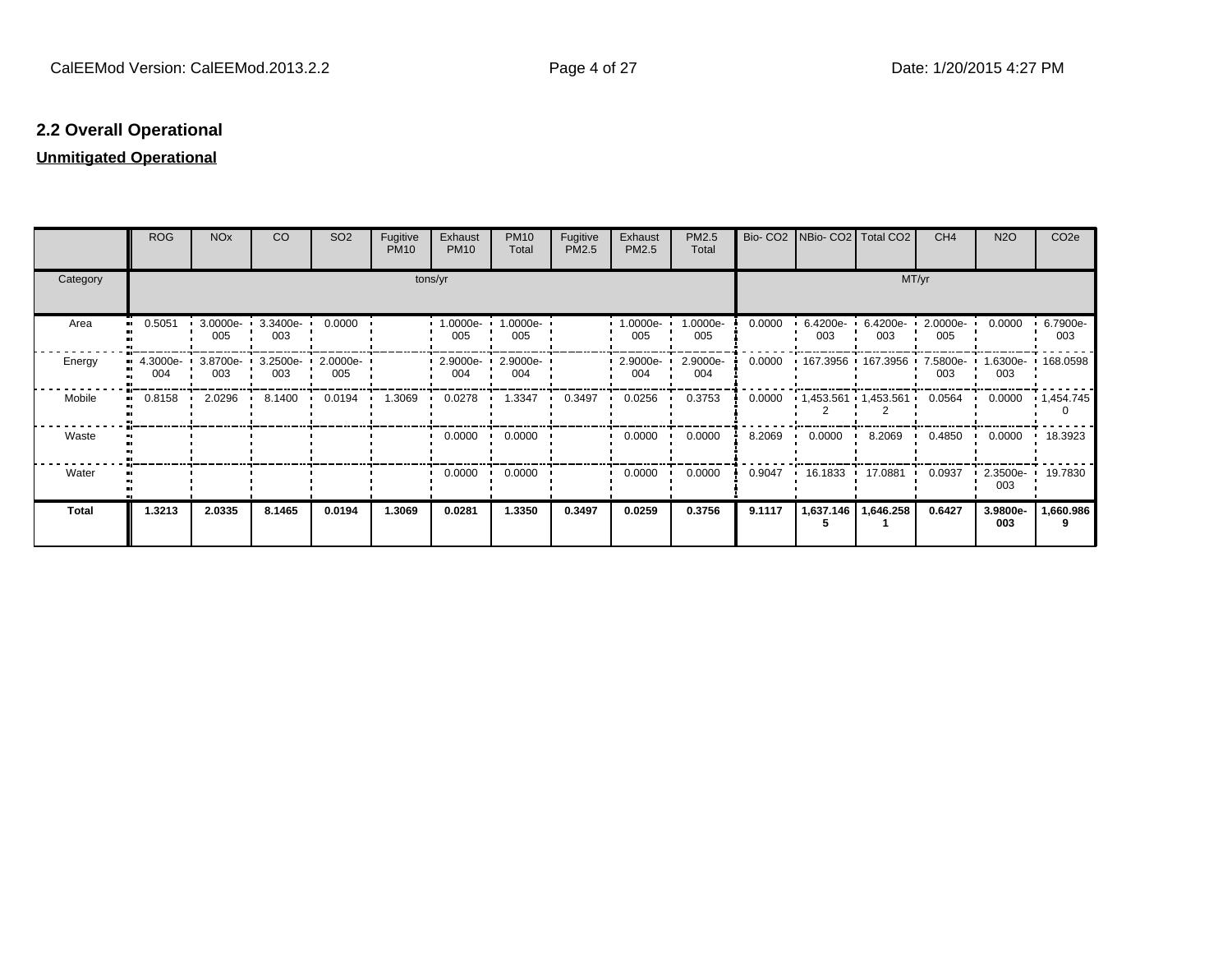## 2.2 Overall Operational

**Unmitigated Operational**

| | ROG | NOx | CO | SO2 | Fugitive PM10 | Exhaust PM10 | PM10 Total | Fugitive PM2.5 | Exhaust PM2.5 | PM2.5 Total | Bio- CO2 | NBio- CO2 | Total CO2 | CH4 | N2O | CO2e |
|---|---|---|---|---|---|---|---|---|---|---|---|---|---|---|---|---|
| Category | tons/yr | | | | | | | | | | MT/yr | | | | | |
| Area | 0.5051 | 3.0000e-005 | 3.3400e-003 | 0.0000 | | 1.0000e-005 | 1.0000e-005 | | 1.0000e-005 | 1.0000e-005 | 0.0000 | 6.4200e-003 | 6.4200e-003 | 2.0000e-005 | 0.0000 | 6.7900e-003 |
| Energy | 4.3000e-004 | 3.8700e-003 | 3.2500e-003 | 2.0000e-005 | | 2.9000e-004 | 2.9000e-004 | | 2.9000e-004 | 2.9000e-004 | 0.0000 | 167.3956 | 167.3956 | 7.5800e-003 | 1.6300e-003 | 168.0598 |
| Mobile | 0.8158 | 2.0296 | 8.1400 | 0.0194 | 1.3069 | 0.0278 | 1.3347 | 0.3497 | 0.0256 | 0.3753 | 0.0000 | 1,453.5612 | 1,453.5612 | 0.0564 | 0.0000 | 1,454.7450 |
| Waste | | | | | | 0.0000 | 0.0000 | | 0.0000 | 0.0000 | 8.2069 | 0.0000 | 8.2069 | 0.4850 | 0.0000 | 18.3923 |
| Water | | | | | | 0.0000 | 0.0000 | | 0.0000 | 0.0000 | 0.9047 | 16.1833 | 17.0881 | 0.0937 | 2.3500e-003 | 19.7830 |
| **Total** | **1.3213** | **2.0335** | **8.1465** | **0.0194** | **1.3069** | **0.0281** | **1.3350** | **0.3497** | **0.0259** | **0.3756** | **9.1117** | **1,637.1465** | **1,646.2581** | **0.6427** | **3.9800e-003** | **1,660.9869** |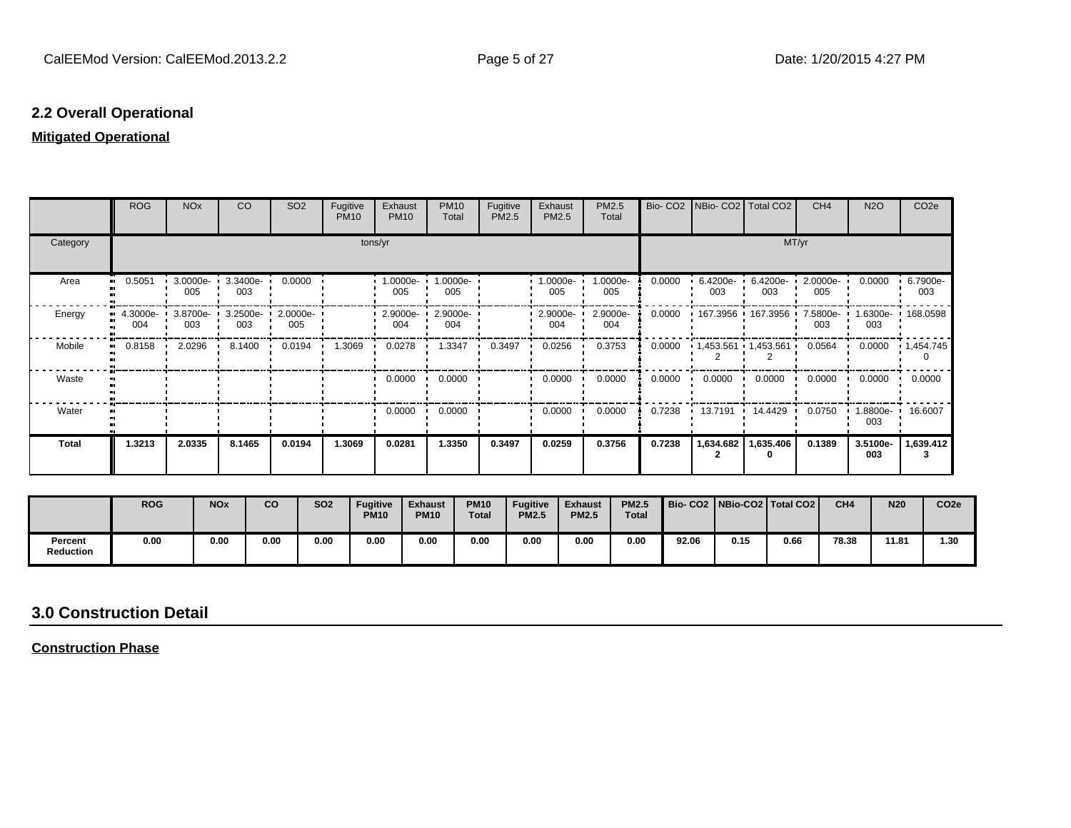## 2.2 Overall Operational

**Mitigated Operational**

| | ROG | NOx | CO | SO2 | Fugitive PM10 | Exhaust PM10 | PM10 Total | Fugitive PM2.5 | Exhaust PM2.5 | PM2.5 Total | Bio- CO2 | NBio- CO2 | Total CO2 | CH4 | N2O | CO2e |
|---|---|---|---|---|---|---|---|---|---|---|---|---|---|---|---|---|
| Category | tons/yr | | | | | | | | | | MT/yr | | | | | |
| Area | 0.5051 | 3.0000e-005 | 3.3400e-003 | 0.0000 | | 1.0000e-005 | 1.0000e-005 | | 1.0000e-005 | 1.0000e-005 | 0.0000 | 6.4200e-003 | 6.4200e-003 | 2.0000e-005 | 0.0000 | 6.7900e-003 |
| Energy | 4.3000e-004 | 3.8700e-003 | 3.2500e-003 | 2.0000e-005 | | 2.9000e-004 | 2.9000e-004 | | 2.9000e-004 | 2.9000e-004 | 0.0000 | 167.3956 | 167.3956 | 7.5800e-003 | 1.6300e-003 | 168.0598 |
| Mobile | 0.8158 | 2.0296 | 8.1400 | 0.0194 | 1.3069 | 0.0278 | 1.3347 | 0.3497 | 0.0256 | 0.3753 | 0.0000 | 1,453.5612 | 1,453.5612 | 0.0564 | 0.0000 | 1,454.7450 |
| Waste | | | | | | 0.0000 | 0.0000 | | 0.0000 | 0.0000 | 0.0000 | 0.0000 | 0.0000 | 0.0000 | 0.0000 | 0.0000 |
| Water | | | | | | 0.0000 | 0.0000 | | 0.0000 | 0.0000 | 0.7238 | 13.7191 | 14.4429 | 0.0750 | 1.8800e-003 | 16.6007 |
| **Total** | **1.3213** | **2.0335** | **8.1465** | **0.0194** | **1.3069** | **0.0281** | **1.3350** | **0.3497** | **0.0259** | **0.3756** | **0.7238** | **1,634.6822** | **1,635.4060** | **0.1389** | **3.5100e-003** | **1,639.4123** |

| | ROG | NOx | CO | SO2 | Fugitive PM10 | Exhaust PM10 | PM10 Total | Fugitive PM2.5 | Exhaust PM2.5 | PM2.5 Total | Bio- CO2 | NBio-CO2 | Total CO2 | CH4 | N20 | CO2e |
|---|---|---|---|---|---|---|---|---|---|---|---|---|---|---|---|---|
| **Percent Reduction** | 0.00 | 0.00 | 0.00 | 0.00 | 0.00 | 0.00 | 0.00 | 0.00 | 0.00 | 0.00 | 92.06 | 0.15 | 0.66 | 78.38 | 11.81 | 1.30 |

## 3.0 Construction Detail

**Construction Phase**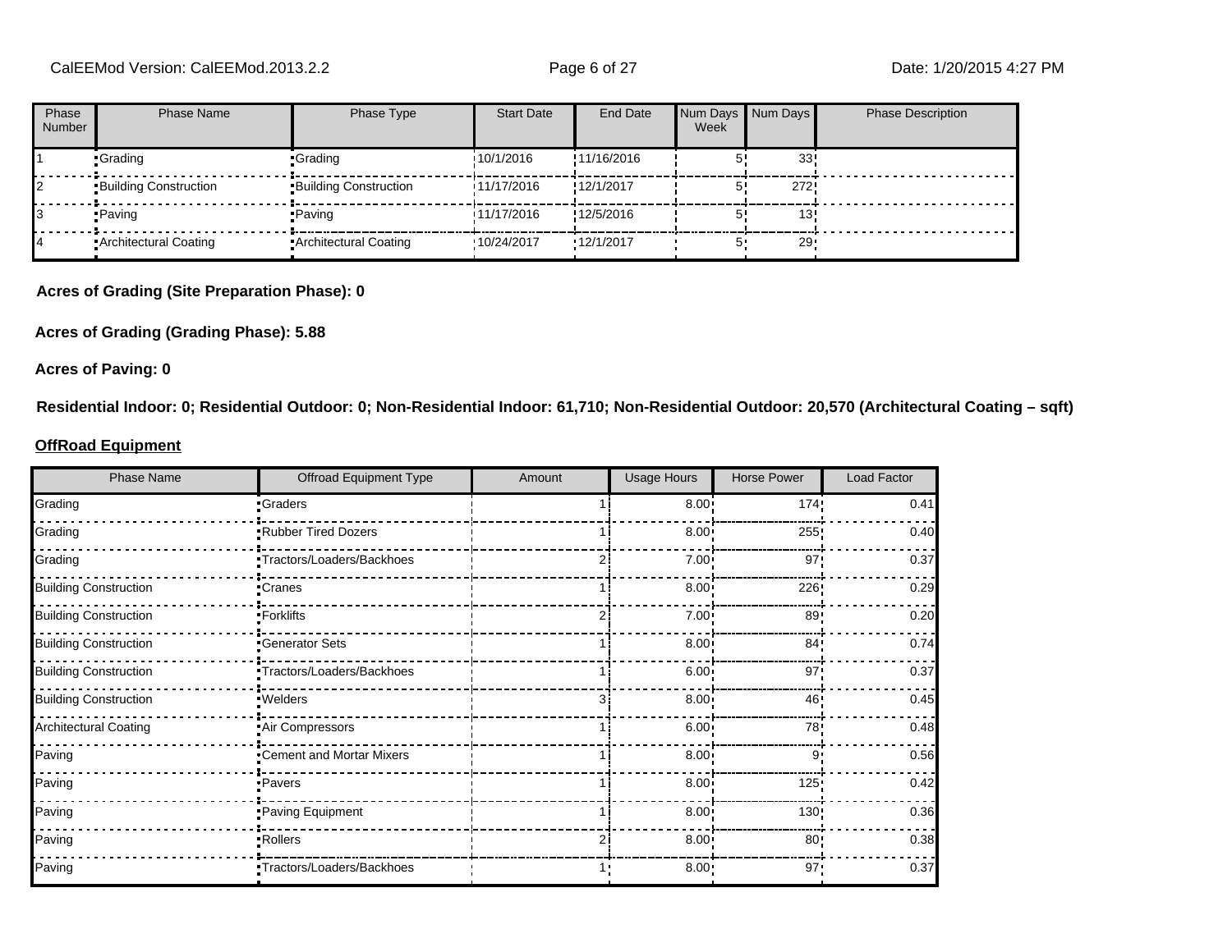| Phase Number | Phase Name | Phase Type | Start Date | End Date | Num Days Week | Num Days | Phase Description |
|---|---|---|---|---|---|---|---|
| 1 | Grading | Grading | 10/1/2016 | 11/16/2016 | 5 | 33 | |
| 2 | Building Construction | Building Construction | 11/17/2016 | 12/1/2017 | 5 | 272 | |
| 3 | Paving | Paving | 11/17/2016 | 12/5/2016 | 5 | 13 | |
| 4 | Architectural Coating | Architectural Coating | 10/24/2017 | 12/1/2017 | 5 | 29 | |

**Acres of Grading (Site Preparation Phase): 0**

**Acres of Grading (Grading Phase): 5.88**

**Acres of Paving: 0**

**Residential Indoor: 0; Residential Outdoor: 0; Non-Residential Indoor: 61,710; Non-Residential Outdoor: 20,570 (Architectural Coating – sqft)**

**OffRoad Equipment**

| Phase Name | Offroad Equipment Type | Amount | Usage Hours | Horse Power | Load Factor |
|---|---|---|---|---|---|
| Grading | Graders | 1 | 8.00 | 174 | 0.41 |
| Grading | Rubber Tired Dozers | 1 | 8.00 | 255 | 0.40 |
| Grading | Tractors/Loaders/Backhoes | 2 | 7.00 | 97 | 0.37 |
| Building Construction | Cranes | 1 | 8.00 | 226 | 0.29 |
| Building Construction | Forklifts | 2 | 7.00 | 89 | 0.20 |
| Building Construction | Generator Sets | 1 | 8.00 | 84 | 0.74 |
| Building Construction | Tractors/Loaders/Backhoes | 1 | 6.00 | 97 | 0.37 |
| Building Construction | Welders | 3 | 8.00 | 46 | 0.45 |
| Architectural Coating | Air Compressors | 1 | 6.00 | 78 | 0.48 |
| Paving | Cement and Mortar Mixers | 1 | 8.00 | 9 | 0.56 |
| Paving | Pavers | 1 | 8.00 | 125 | 0.42 |
| Paving | Paving Equipment | 1 | 8.00 | 130 | 0.36 |
| Paving | Rollers | 2 | 8.00 | 80 | 0.38 |
| Paving | Tractors/Loaders/Backhoes | 1 | 8.00 | 97 | 0.37 |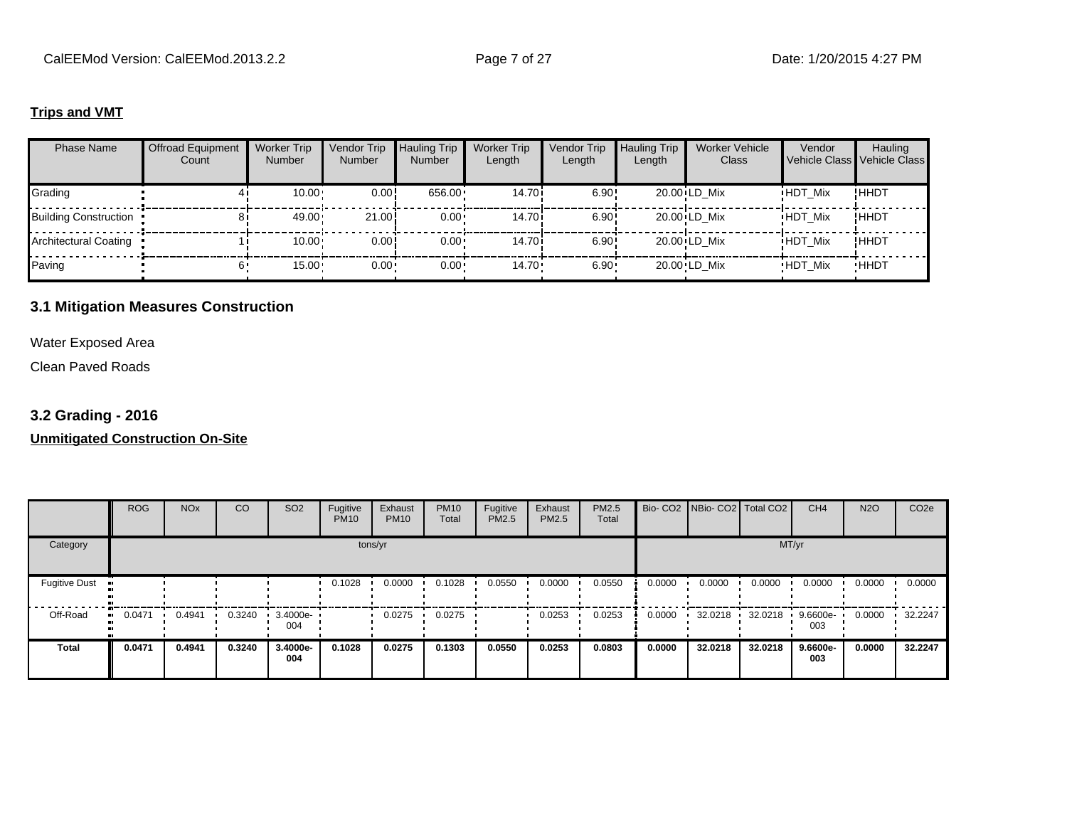### Trips and VMT

| Phase Name | Offroad Equipment Count | Worker Trip Number | Vendor Trip Number | Hauling Trip Number | Worker Trip Length | Vendor Trip Length | Hauling Trip Length | Worker Vehicle Class | Vendor Vehicle Class | Hauling Vehicle Class |
|---|---|---|---|---|---|---|---|---|---|---|
| Grading | 4 | 10.00 | 0.00 | 656.00 | 14.70 | 6.90 | 20.00 | LD_Mix | HDT_Mix | HHDT |
| Building Construction | 8 | 49.00 | 21.00 | 0.00 | 14.70 | 6.90 | 20.00 | LD_Mix | HDT_Mix | HHDT |
| Architectural Coating | 1 | 10.00 | 0.00 | 0.00 | 14.70 | 6.90 | 20.00 | LD_Mix | HDT_Mix | HHDT |
| Paving | 6 | 15.00 | 0.00 | 0.00 | 14.70 | 6.90 | 20.00 | LD_Mix | HDT_Mix | HHDT |

## 3.1 Mitigation Measures Construction

Water Exposed Area

Clean Paved Roads

## 3.2 Grading - 2016

### Unmitigated Construction On-Site

| | ROG | NOx | CO | SO2 | Fugitive PM10 | Exhaust PM10 | PM10 Total | Fugitive PM2.5 | Exhaust PM2.5 | PM2.5 Total | Bio- CO2 | NBio- CO2 | Total CO2 | CH4 | N2O | CO2e |
|---|---|---|---|---|---|---|---|---|---|---|---|---|---|---|---|---|
| Category | tons/yr | | | | | | | | | | MT/yr | | | | | |
| Fugitive Dust | | | | | 0.1028 | 0.0000 | 0.1028 | 0.0550 | 0.0000 | 0.0550 | 0.0000 | 0.0000 | 0.0000 | 0.0000 | 0.0000 | 0.0000 |
| Off-Road | 0.0471 | 0.4941 | 0.3240 | 3.4000e-004 | | 0.0275 | 0.0275 | | 0.0253 | 0.0253 | 0.0000 | 32.0218 | 32.0218 | 9.6600e-003 | 0.0000 | 32.2247 |
| **Total** | **0.0471** | **0.4941** | **0.3240** | **3.4000e-004** | **0.1028** | **0.0275** | **0.1303** | **0.0550** | **0.0253** | **0.0803** | **0.0000** | **32.0218** | **32.0218** | **9.6600e-003** | **0.0000** | **32.2247** |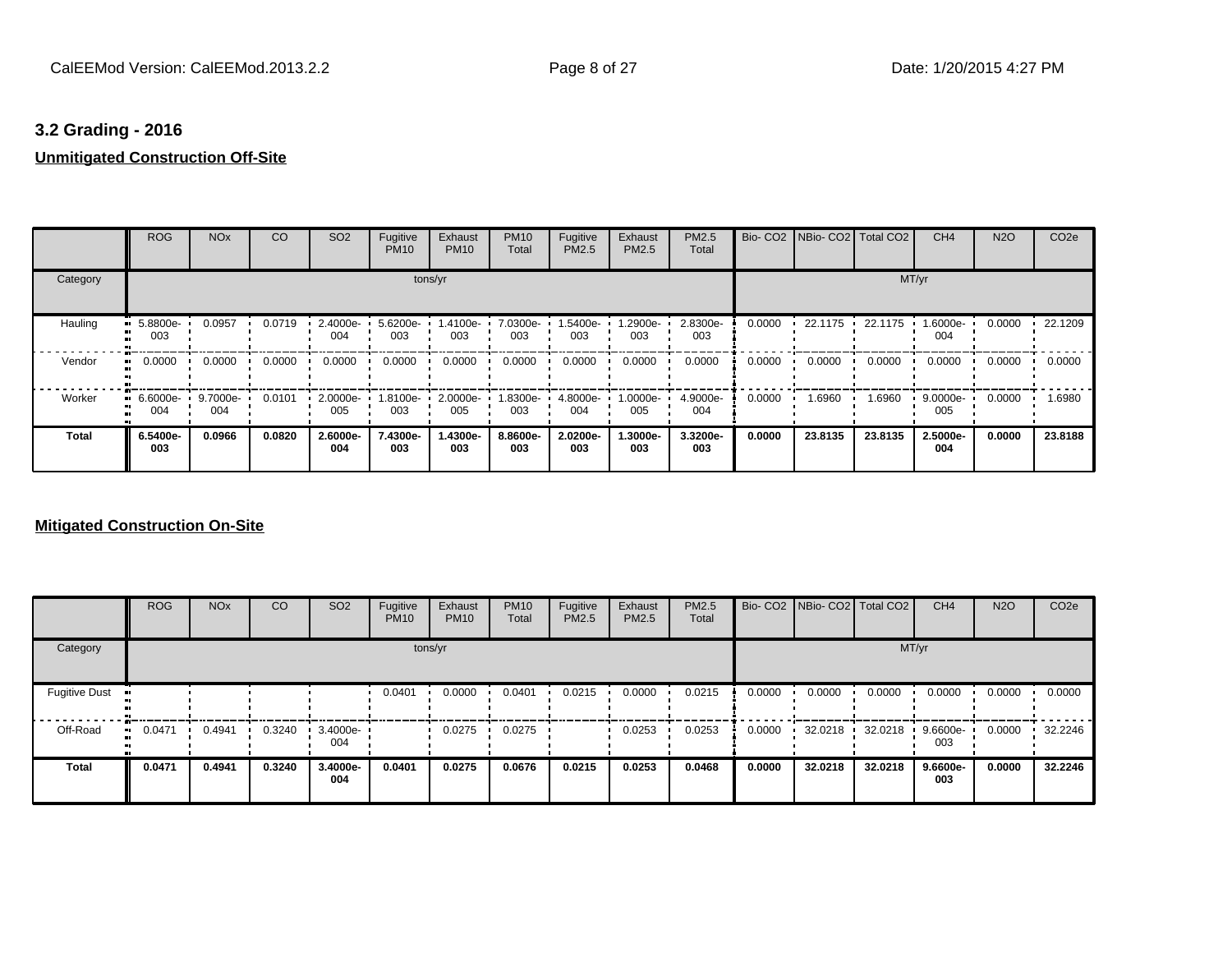### 3.2 Grading - 2016

**Unmitigated Construction Off-Site**

| | ROG | NOx | CO | SO2 | Fugitive PM10 | Exhaust PM10 | PM10 Total | Fugitive PM2.5 | Exhaust PM2.5 | PM2.5 Total | Bio- CO2 | NBio- CO2 | Total CO2 | CH4 | N2O | CO2e |
|---|---|---|---|---|---|---|---|---|---|---|---|---|---|---|---|---|
| Category | | | | | tons/yr | | | | | | | | | MT/yr | | |
| Hauling | 5.8800e-003 | 0.0957 | 0.0719 | 2.4000e-004 | 5.6200e-003 | 1.4100e-003 | 7.0300e-003 | 1.5400e-003 | 1.2900e-003 | 2.8300e-003 | 0.0000 | 22.1175 | 22.1175 | 1.6000e-004 | 0.0000 | 22.1209 |
| Vendor | 0.0000 | 0.0000 | 0.0000 | 0.0000 | 0.0000 | 0.0000 | 0.0000 | 0.0000 | 0.0000 | 0.0000 | 0.0000 | 0.0000 | 0.0000 | 0.0000 | 0.0000 | 0.0000 |
| Worker | 6.6000e-004 | 9.7000e-004 | 0.0101 | 2.0000e-005 | 1.8100e-003 | 2.0000e-005 | 1.8300e-003 | 4.8000e-004 | 1.0000e-005 | 4.9000e-004 | 0.0000 | 1.6960 | 1.6960 | 9.0000e-005 | 0.0000 | 1.6980 |
| **Total** | **6.5400e-003** | **0.0966** | **0.0820** | **2.6000e-004** | **7.4300e-003** | **1.4300e-003** | **8.8600e-003** | **2.0200e-003** | **1.3000e-003** | **3.3200e-003** | **0.0000** | **23.8135** | **23.8135** | **2.5000e-004** | **0.0000** | **23.8188** |

**Mitigated Construction On-Site**

| | ROG | NOx | CO | SO2 | Fugitive PM10 | Exhaust PM10 | PM10 Total | Fugitive PM2.5 | Exhaust PM2.5 | PM2.5 Total | Bio- CO2 | NBio- CO2 | Total CO2 | CH4 | N2O | CO2e |
|---|---|---|---|---|---|---|---|---|---|---|---|---|---|---|---|---|
| Category | | | | | tons/yr | | | | | | | | | MT/yr | | |
| Fugitive Dust | | | | | 0.0401 | 0.0000 | 0.0401 | 0.0215 | 0.0000 | 0.0215 | 0.0000 | 0.0000 | 0.0000 | 0.0000 | 0.0000 | 0.0000 |
| Off-Road | 0.0471 | 0.4941 | 0.3240 | 3.4000e-004 | | 0.0275 | 0.0275 | | 0.0253 | 0.0253 | 0.0000 | 32.0218 | 32.0218 | 9.6600e-003 | 0.0000 | 32.2246 |
| **Total** | **0.0471** | **0.4941** | **0.3240** | **3.4000e-004** | **0.0401** | **0.0275** | **0.0676** | **0.0215** | **0.0253** | **0.0468** | **0.0000** | **32.0218** | **32.0218** | **9.6600e-003** | **0.0000** | **32.2246** |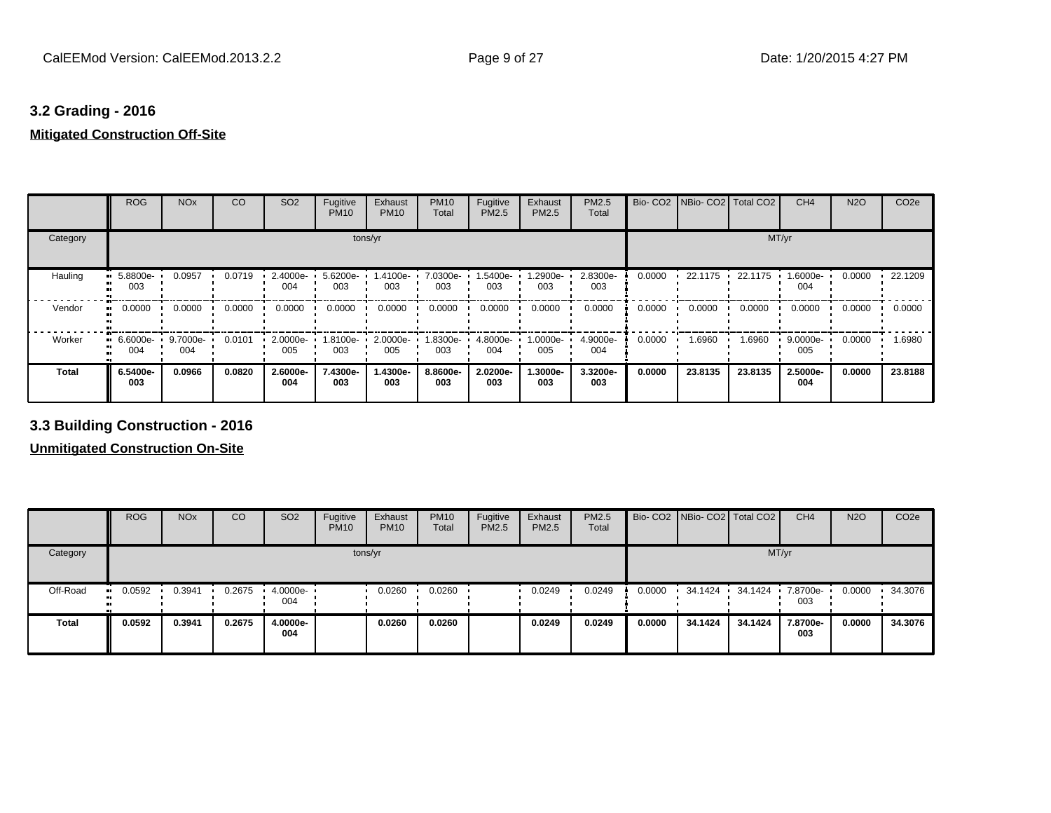## 3.2 Grading - 2016

### Mitigated Construction Off-Site

| | ROG | NOx | CO | SO2 | Fugitive PM10 | Exhaust PM10 | PM10 Total | Fugitive PM2.5 | Exhaust PM2.5 | PM2.5 Total | Bio- CO2 | NBio- CO2 | Total CO2 | CH4 | N2O | CO2e |
|---|---|---|---|---|---|---|---|---|---|---|---|---|---|---|---|---|
| Category | tons/yr | | | | | | | | | | MT/yr | | | | | |
| Hauling | 5.8800e-003 | 0.0957 | 0.0719 | 2.4000e-004 | 5.6200e-003 | 1.4100e-003 | 7.0300e-003 | 1.5400e-003 | 1.2900e-003 | 2.8300e-003 | 0.0000 | 22.1175 | 22.1175 | 1.6000e-004 | 0.0000 | 22.1209 |
| Vendor | 0.0000 | 0.0000 | 0.0000 | 0.0000 | 0.0000 | 0.0000 | 0.0000 | 0.0000 | 0.0000 | 0.0000 | 0.0000 | 0.0000 | 0.0000 | 0.0000 | 0.0000 | 0.0000 |
| Worker | 6.6000e-004 | 9.7000e-004 | 0.0101 | 2.0000e-005 | 1.8100e-003 | 2.0000e-005 | 1.8300e-003 | 4.8000e-004 | 1.0000e-005 | 4.9000e-004 | 0.0000 | 1.6960 | 1.6960 | 9.0000e-005 | 0.0000 | 1.6980 |
| **Total** | **6.5400e-003** | **0.0966** | **0.0820** | **2.6000e-004** | **7.4300e-003** | **1.4300e-003** | **8.8600e-003** | **2.0200e-003** | **1.3000e-003** | **3.3200e-003** | **0.0000** | **23.8135** | **23.8135** | **2.5000e-004** | **0.0000** | **23.8188** |

## 3.3 Building Construction - 2016

### Unmitigated Construction On-Site

| | ROG | NOx | CO | SO2 | Fugitive PM10 | Exhaust PM10 | PM10 Total | Fugitive PM2.5 | Exhaust PM2.5 | PM2.5 Total | Bio- CO2 | NBio- CO2 | Total CO2 | CH4 | N2O | CO2e |
|---|---|---|---|---|---|---|---|---|---|---|---|---|---|---|---|---|
| Category | tons/yr | | | | | | | | | | MT/yr | | | | | |
| Off-Road | 0.0592 | 0.3941 | 0.2675 | 4.0000e-004 | | 0.0260 | 0.0260 | | 0.0249 | 0.0249 | 0.0000 | 34.1424 | 34.1424 | 7.8700e-003 | 0.0000 | 34.3076 |
| **Total** | **0.0592** | **0.3941** | **0.2675** | **4.0000e-004** | | **0.0260** | **0.0260** | | **0.0249** | **0.0249** | **0.0000** | **34.1424** | **34.1424** | **7.8700e-003** | **0.0000** | **34.3076** |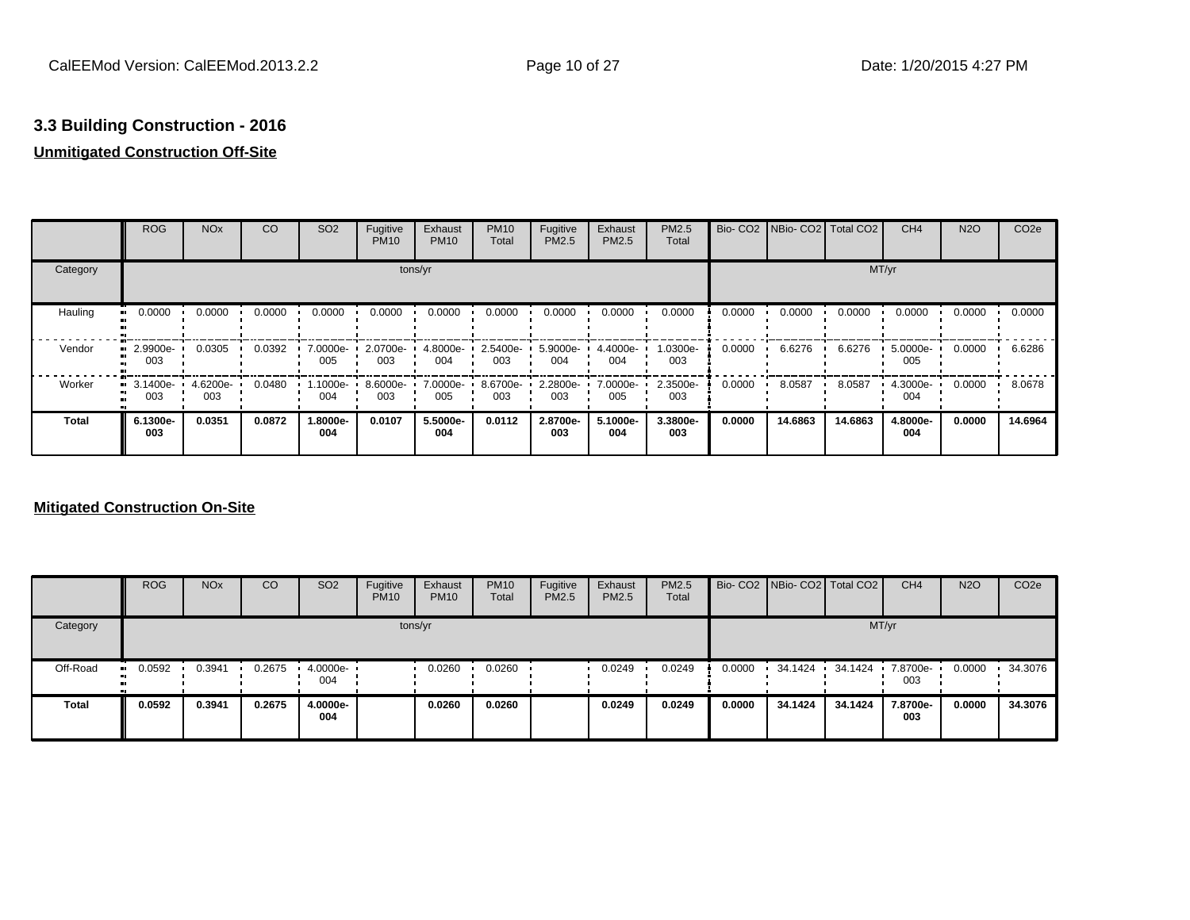## 3.3 Building Construction - 2016

**Unmitigated Construction Off-Site**

| | ROG | NOx | CO | SO2 | Fugitive PM10 | Exhaust PM10 | PM10 Total | Fugitive PM2.5 | Exhaust PM2.5 | PM2.5 Total | Bio- CO2 | NBio- CO2 | Total CO2 | CH4 | N2O | CO2e |
|---|---|---|---|---|---|---|---|---|---|---|---|---|---|---|---|---|
| Category | tons/yr | | | | | | | | | | MT/yr | | | | | |
| Hauling | 0.0000 | 0.0000 | 0.0000 | 0.0000 | 0.0000 | 0.0000 | 0.0000 | 0.0000 | 0.0000 | 0.0000 | 0.0000 | 0.0000 | 0.0000 | 0.0000 | 0.0000 | 0.0000 |
| Vendor | 2.9900e-003 | 0.0305 | 0.0392 | 7.0000e-005 | 2.0700e-003 | 4.8000e-004 | 2.5400e-003 | 5.9000e-004 | 4.4000e-004 | 1.0300e-003 | 0.0000 | 6.6276 | 6.6276 | 5.0000e-005 | 0.0000 | 6.6286 |
| Worker | 3.1400e-003 | 4.6200e-003 | 0.0480 | 1.1000e-004 | 8.6000e-003 | 7.0000e-005 | 8.6700e-003 | 2.2800e-003 | 7.0000e-005 | 2.3500e-003 | 0.0000 | 8.0587 | 8.0587 | 4.3000e-004 | 0.0000 | 8.0678 |
| **Total** | **6.1300e-003** | **0.0351** | **0.0872** | **1.8000e-004** | **0.0107** | **5.5000e-004** | **0.0112** | **2.8700e-003** | **5.1000e-004** | **3.3800e-003** | **0.0000** | **14.6863** | **14.6863** | **4.8000e-004** | **0.0000** | **14.6964** |

**Mitigated Construction On-Site**

| | ROG | NOx | CO | SO2 | Fugitive PM10 | Exhaust PM10 | PM10 Total | Fugitive PM2.5 | Exhaust PM2.5 | PM2.5 Total | Bio- CO2 | NBio- CO2 | Total CO2 | CH4 | N2O | CO2e |
|---|---|---|---|---|---|---|---|---|---|---|---|---|---|---|---|---|
| Category | tons/yr | | | | | | | | | | MT/yr | | | | | |
| Off-Road | 0.0592 | 0.3941 | 0.2675 | 4.0000e-004 | | 0.0260 | 0.0260 | | 0.0249 | 0.0249 | 0.0000 | 34.1424 | 34.1424 | 7.8700e-003 | 0.0000 | 34.3076 |
| **Total** | **0.0592** | **0.3941** | **0.2675** | **4.0000e-004** | | **0.0260** | **0.0260** | | **0.0249** | **0.0249** | **0.0000** | **34.1424** | **34.1424** | **7.8700e-003** | **0.0000** | **34.3076** |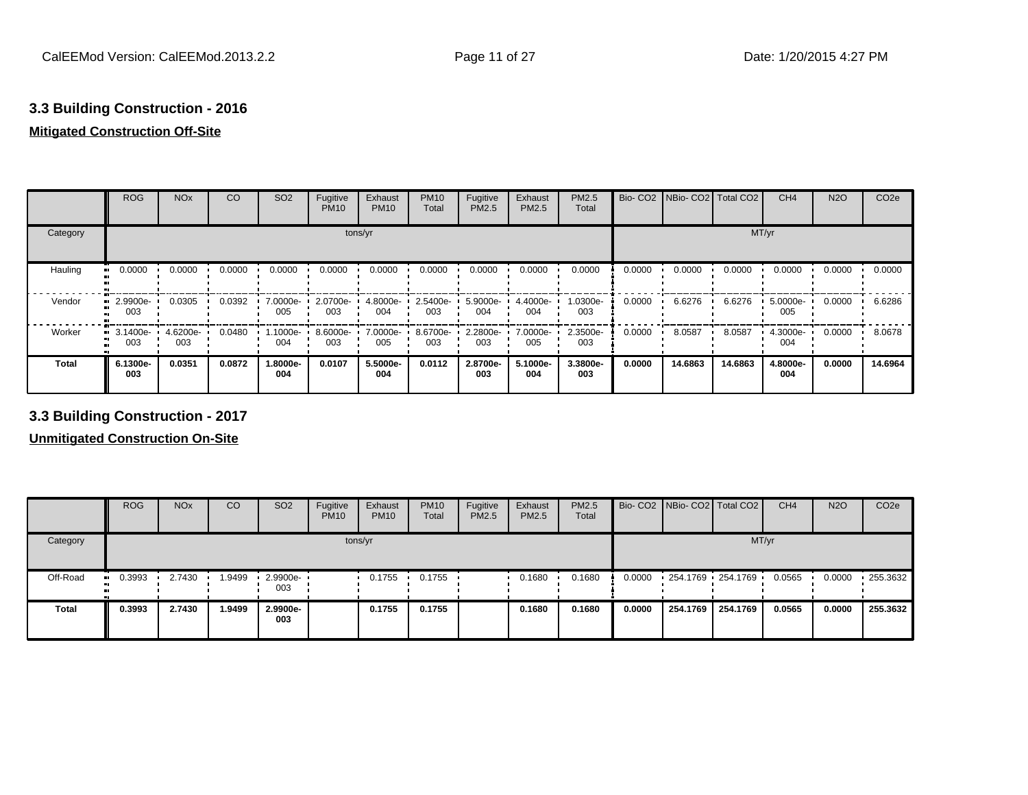### 3.3 Building Construction - 2016

**Mitigated Construction Off-Site**

| | ROG | NOx | CO | SO2 | Fugitive PM10 | Exhaust PM10 | PM10 Total | Fugitive PM2.5 | Exhaust PM2.5 | PM2.5 Total | Bio- CO2 | NBio- CO2 | Total CO2 | CH4 | N2O | CO2e |
|---|---|---|---|---|---|---|---|---|---|---|---|---|---|---|---|---|
| Category | tons/yr | | | | | | | | | | MT/yr | | | | | |
| Hauling | 0.0000 | 0.0000 | 0.0000 | 0.0000 | 0.0000 | 0.0000 | 0.0000 | 0.0000 | 0.0000 | 0.0000 | 0.0000 | 0.0000 | 0.0000 | 0.0000 | 0.0000 | 0.0000 |
| Vendor | 2.9900e-003 | 0.0305 | 0.0392 | 7.0000e-005 | 2.0700e-003 | 4.8000e-004 | 2.5400e-003 | 5.9000e-004 | 4.4000e-004 | 1.0300e-003 | 0.0000 | 6.6276 | 6.6276 | 5.0000e-005 | 0.0000 | 6.6286 |
| Worker | 3.1400e-003 | 4.6200e-003 | 0.0480 | 1.1000e-004 | 8.6000e-003 | 7.0000e-005 | 8.6700e-003 | 2.2800e-003 | 7.0000e-005 | 2.3500e-003 | 0.0000 | 8.0587 | 8.0587 | 4.3000e-004 | 0.0000 | 8.0678 |
| **Total** | **6.1300e-003** | **0.0351** | **0.0872** | **1.8000e-004** | **0.0107** | **5.5000e-004** | **0.0112** | **2.8700e-003** | **5.1000e-004** | **3.3800e-003** | **0.0000** | **14.6863** | **14.6863** | **4.8000e-004** | **0.0000** | **14.6964** |

### 3.3 Building Construction - 2017

**Unmitigated Construction On-Site**

| | ROG | NOx | CO | SO2 | Fugitive PM10 | Exhaust PM10 | PM10 Total | Fugitive PM2.5 | Exhaust PM2.5 | PM2.5 Total | Bio- CO2 | NBio- CO2 | Total CO2 | CH4 | N2O | CO2e |
|---|---|---|---|---|---|---|---|---|---|---|---|---|---|---|---|---|
| Category | tons/yr | | | | | | | | | | MT/yr | | | | | |
| Off-Road | 0.3993 | 2.7430 | 1.9499 | 2.9900e-003 | | 0.1755 | 0.1755 | | 0.1680 | 0.1680 | 0.0000 | 254.1769 | 254.1769 | 0.0565 | 0.0000 | 255.3632 |
| **Total** | **0.3993** | **2.7430** | **1.9499** | **2.9900e-003** | | **0.1755** | **0.1755** | | **0.1680** | **0.1680** | **0.0000** | **254.1769** | **254.1769** | **0.0565** | **0.0000** | **255.3632** |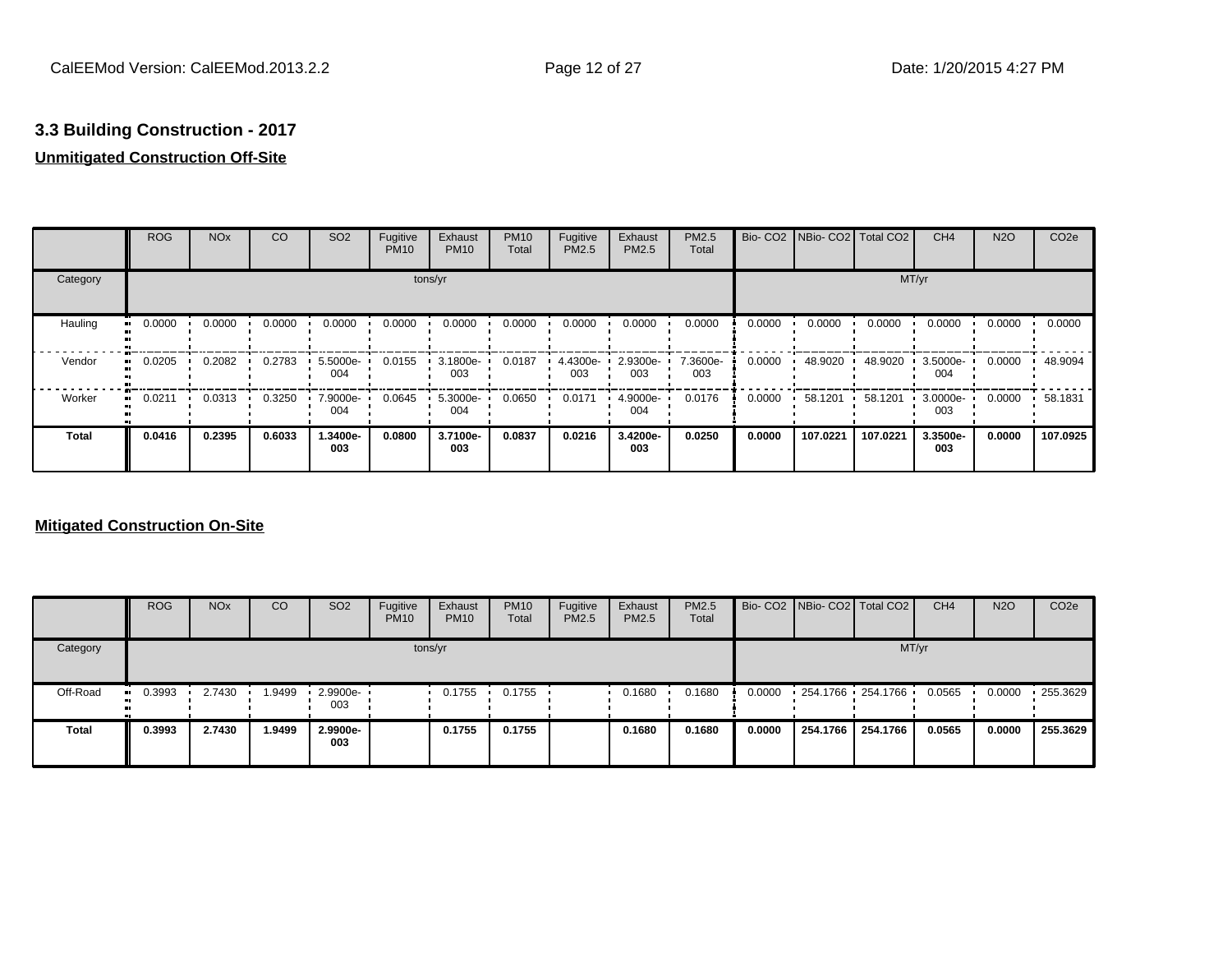### 3.3 Building Construction - 2017

**Unmitigated Construction Off-Site**

| | ROG | NOx | CO | SO2 | Fugitive PM10 | Exhaust PM10 | PM10 Total | Fugitive PM2.5 | Exhaust PM2.5 | PM2.5 Total | Bio- CO2 | NBio- CO2 | Total CO2 | CH4 | N2O | CO2e |
|---|---|---|---|---|---|---|---|---|---|---|---|---|---|---|---|---|
| Category | tons/yr | | | | | | | | | | MT/yr | | | | | |
| Hauling | 0.0000 | 0.0000 | 0.0000 | 0.0000 | 0.0000 | 0.0000 | 0.0000 | 0.0000 | 0.0000 | 0.0000 | 0.0000 | 0.0000 | 0.0000 | 0.0000 | 0.0000 | 0.0000 |
| Vendor | 0.0205 | 0.2082 | 0.2783 | 5.5000e-004 | 0.0155 | 3.1800e-003 | 0.0187 | 4.4300e-003 | 2.9300e-003 | 7.3600e-003 | 0.0000 | 48.9020 | 48.9020 | 3.5000e-004 | 0.0000 | 48.9094 |
| Worker | 0.0211 | 0.0313 | 0.3250 | 7.9000e-004 | 0.0645 | 5.3000e-004 | 0.0650 | 0.0171 | 4.9000e-004 | 0.0176 | 0.0000 | 58.1201 | 58.1201 | 3.0000e-003 | 0.0000 | 58.1831 |
| **Total** | **0.0416** | **0.2395** | **0.6033** | **1.3400e-003** | **0.0800** | **3.7100e-003** | **0.0837** | **0.0216** | **3.4200e-003** | **0.0250** | **0.0000** | **107.0221** | **107.0221** | **3.3500e-003** | **0.0000** | **107.0925** |

**Mitigated Construction On-Site**

| | ROG | NOx | CO | SO2 | Fugitive PM10 | Exhaust PM10 | PM10 Total | Fugitive PM2.5 | Exhaust PM2.5 | PM2.5 Total | Bio- CO2 | NBio- CO2 | Total CO2 | CH4 | N2O | CO2e |
|---|---|---|---|---|---|---|---|---|---|---|---|---|---|---|---|---|
| Category | tons/yr | | | | | | | | | | MT/yr | | | | | |
| Off-Road | 0.3993 | 2.7430 | 1.9499 | 2.9900e-003 | | 0.1755 | 0.1755 | | 0.1680 | 0.1680 | 0.0000 | 254.1766 | 254.1766 | 0.0565 | 0.0000 | 255.3629 |
| **Total** | **0.3993** | **2.7430** | **1.9499** | **2.9900e-003** | | **0.1755** | **0.1755** | | **0.1680** | **0.1680** | **0.0000** | **254.1766** | **254.1766** | **0.0565** | **0.0000** | **255.3629** |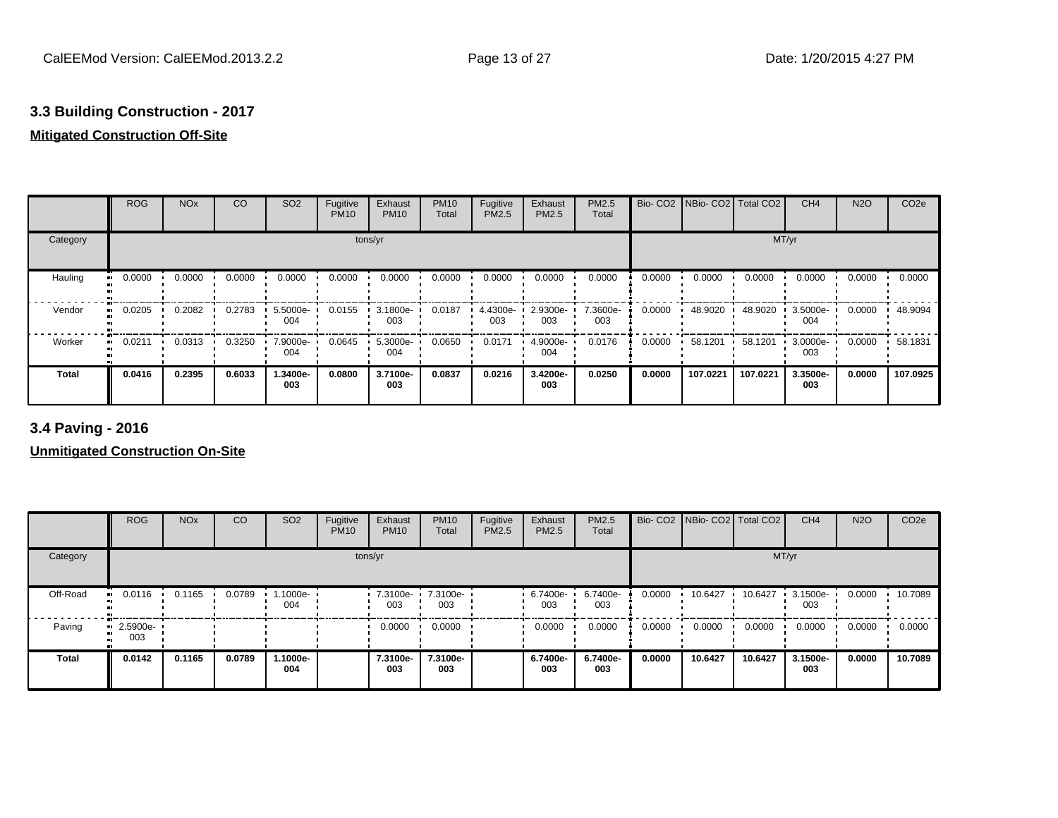## 3.3 Building Construction - 2017

**Mitigated Construction Off-Site**

| | ROG | NOx | CO | SO2 | Fugitive PM10 | Exhaust PM10 | PM10 Total | Fugitive PM2.5 | Exhaust PM2.5 | PM2.5 Total | Bio- CO2 | NBio- CO2 | Total CO2 | CH4 | N2O | CO2e |
|---|---|---|---|---|---|---|---|---|---|---|---|---|---|---|---|---|
| Category | tons/yr | | | | | | | | | | MT/yr | | | | | |
| Hauling | 0.0000 | 0.0000 | 0.0000 | 0.0000 | 0.0000 | 0.0000 | 0.0000 | 0.0000 | 0.0000 | 0.0000 | 0.0000 | 0.0000 | 0.0000 | 0.0000 | 0.0000 | 0.0000 |
| Vendor | 0.0205 | 0.2082 | 0.2783 | 5.5000e-004 | 0.0155 | 3.1800e-003 | 0.0187 | 4.4300e-003 | 2.9300e-003 | 7.3600e-003 | 0.0000 | 48.9020 | 48.9020 | 3.5000e-004 | 0.0000 | 48.9094 |
| Worker | 0.0211 | 0.0313 | 0.3250 | 7.9000e-004 | 0.0645 | 5.3000e-004 | 0.0650 | 0.0171 | 4.9000e-004 | 0.0176 | 0.0000 | 58.1201 | 58.1201 | 3.0000e-003 | 0.0000 | 58.1831 |
| **Total** | **0.0416** | **0.2395** | **0.6033** | **1.3400e-003** | **0.0800** | **3.7100e-003** | **0.0837** | **0.0216** | **3.4200e-003** | **0.0250** | **0.0000** | **107.0221** | **107.0221** | **3.3500e-003** | **0.0000** | **107.0925** |

## 3.4 Paving - 2016

**Unmitigated Construction On-Site**

| | ROG | NOx | CO | SO2 | Fugitive PM10 | Exhaust PM10 | PM10 Total | Fugitive PM2.5 | Exhaust PM2.5 | PM2.5 Total | Bio- CO2 | NBio- CO2 | Total CO2 | CH4 | N2O | CO2e |
|---|---|---|---|---|---|---|---|---|---|---|---|---|---|---|---|---|
| Category | tons/yr | | | | | | | | | | MT/yr | | | | | |
| Off-Road | 0.0116 | 0.1165 | 0.0789 | 1.1000e-004 | | 7.3100e-003 | 7.3100e-003 | | 6.7400e-003 | 6.7400e-003 | 0.0000 | 10.6427 | 10.6427 | 3.1500e-003 | 0.0000 | 10.7089 |
| Paving | 2.5900e-003 | | | | | 0.0000 | 0.0000 | | 0.0000 | 0.0000 | 0.0000 | 0.0000 | 0.0000 | 0.0000 | 0.0000 | 0.0000 |
| **Total** | **0.0142** | **0.1165** | **0.0789** | **1.1000e-004** | | **7.3100e-003** | **7.3100e-003** | | **6.7400e-003** | **6.7400e-003** | **0.0000** | **10.6427** | **10.6427** | **3.1500e-003** | **0.0000** | **10.7089** |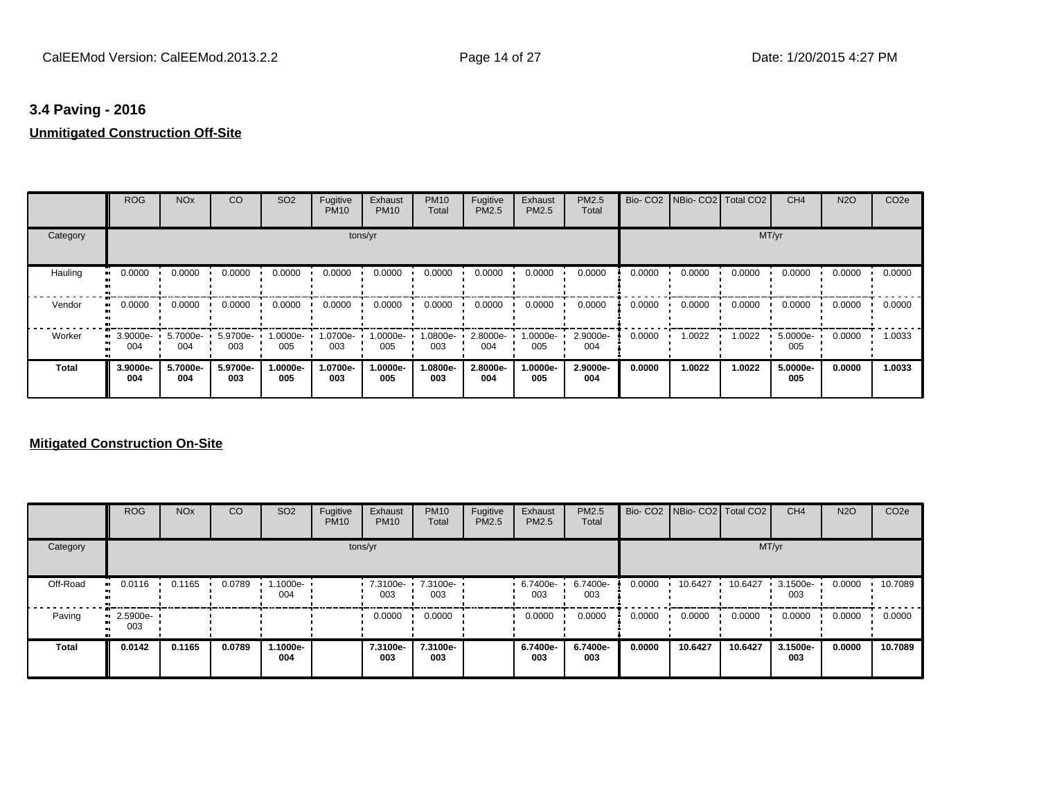### 3.4 Paving - 2016

**Unmitigated Construction Off-Site**

| | ROG | NOx | CO | SO2 | Fugitive PM10 | Exhaust PM10 | PM10 Total | Fugitive PM2.5 | Exhaust PM2.5 | PM2.5 Total | Bio- CO2 | NBio- CO2 | Total CO2 | CH4 | N2O | CO2e |
|---|---|---|---|---|---|---|---|---|---|---|---|---|---|---|---|---|
| Category | tons/yr | | | | | | | | | | MT/yr | | | | | |
| Hauling | 0.0000 | 0.0000 | 0.0000 | 0.0000 | 0.0000 | 0.0000 | 0.0000 | 0.0000 | 0.0000 | 0.0000 | 0.0000 | 0.0000 | 0.0000 | 0.0000 | 0.0000 | 0.0000 |
| Vendor | 0.0000 | 0.0000 | 0.0000 | 0.0000 | 0.0000 | 0.0000 | 0.0000 | 0.0000 | 0.0000 | 0.0000 | 0.0000 | 0.0000 | 0.0000 | 0.0000 | 0.0000 | 0.0000 |
| Worker | 3.9000e-004 | 5.7000e-004 | 5.9700e-003 | 1.0000e-005 | 1.0700e-003 | 1.0000e-005 | 1.0800e-003 | 2.8000e-004 | 1.0000e-005 | 2.9000e-004 | 0.0000 | 1.0022 | 1.0022 | 5.0000e-005 | 0.0000 | 1.0033 |
| **Total** | **3.9000e-004** | **5.7000e-004** | **5.9700e-003** | **1.0000e-005** | **1.0700e-003** | **1.0000e-005** | **1.0800e-003** | **2.8000e-004** | **1.0000e-005** | **2.9000e-004** | **0.0000** | **1.0022** | **1.0022** | **5.0000e-005** | **0.0000** | **1.0033** |

**Mitigated Construction On-Site**

| | ROG | NOx | CO | SO2 | Fugitive PM10 | Exhaust PM10 | PM10 Total | Fugitive PM2.5 | Exhaust PM2.5 | PM2.5 Total | Bio- CO2 | NBio- CO2 | Total CO2 | CH4 | N2O | CO2e |
|---|---|---|---|---|---|---|---|---|---|---|---|---|---|---|---|---|
| Category | tons/yr | | | | | | | | | | MT/yr | | | | | |
| Off-Road | 0.0116 | 0.1165 | 0.0789 | 1.1000e-004 | | 7.3100e-003 | 7.3100e-003 | | 6.7400e-003 | 6.7400e-003 | 0.0000 | 10.6427 | 10.6427 | 3.1500e-003 | 0.0000 | 10.7089 |
| Paving | 2.5900e-003 | | | | | 0.0000 | 0.0000 | | 0.0000 | 0.0000 | 0.0000 | 0.0000 | 0.0000 | 0.0000 | 0.0000 | 0.0000 |
| **Total** | **0.0142** | **0.1165** | **0.0789** | **1.1000e-004** | | **7.3100e-003** | **7.3100e-003** | | **6.7400e-003** | **6.7400e-003** | **0.0000** | **10.6427** | **10.6427** | **3.1500e-003** | **0.0000** | **10.7089** |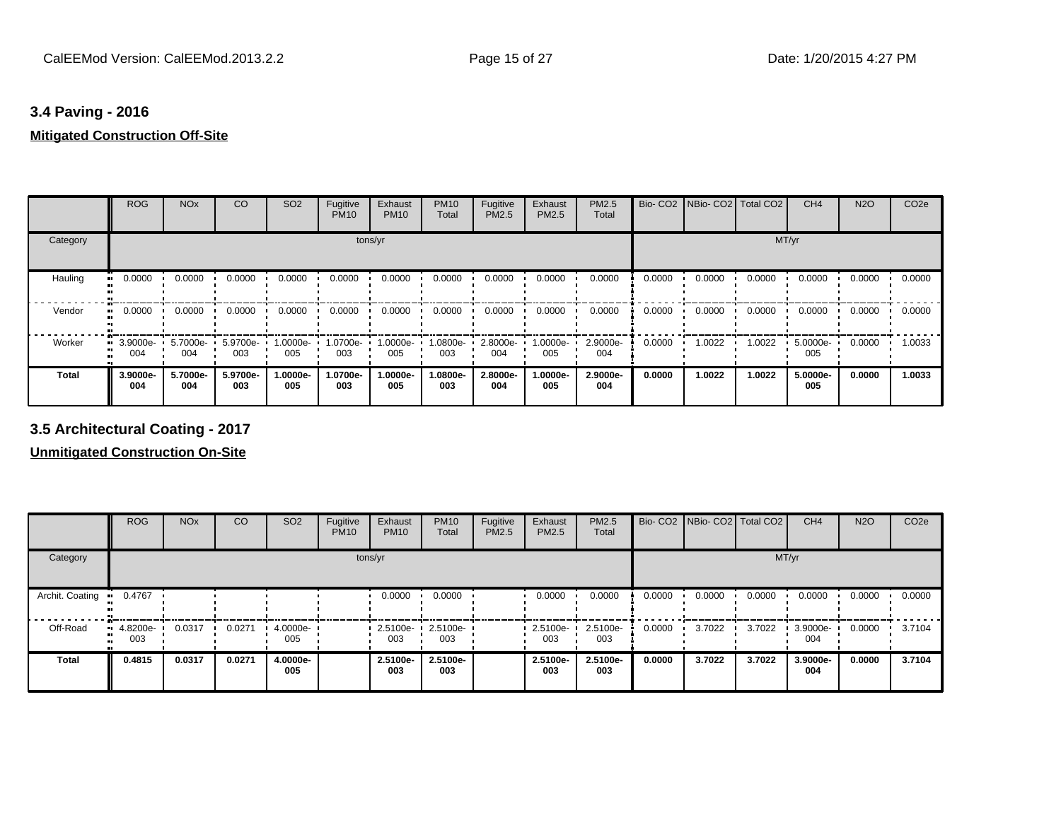### 3.4 Paving - 2016

**Mitigated Construction Off-Site**

| | ROG | NOx | CO | SO2 | Fugitive PM10 | Exhaust PM10 | PM10 Total | Fugitive PM2.5 | Exhaust PM2.5 | PM2.5 Total | Bio- CO2 | NBio- CO2 | Total CO2 | CH4 | N2O | CO2e |
|---|---|---|---|---|---|---|---|---|---|---|---|---|---|---|---|---|
| Category | tons/yr | | | | | | | | | | MT/yr | | | | | |
| Hauling | 0.0000 | 0.0000 | 0.0000 | 0.0000 | 0.0000 | 0.0000 | 0.0000 | 0.0000 | 0.0000 | 0.0000 | 0.0000 | 0.0000 | 0.0000 | 0.0000 | 0.0000 | 0.0000 |
| Vendor | 0.0000 | 0.0000 | 0.0000 | 0.0000 | 0.0000 | 0.0000 | 0.0000 | 0.0000 | 0.0000 | 0.0000 | 0.0000 | 0.0000 | 0.0000 | 0.0000 | 0.0000 | 0.0000 |
| Worker | 3.9000e-004 | 5.7000e-004 | 5.9700e-003 | 1.0000e-005 | 1.0700e-003 | 1.0000e-005 | 1.0800e-003 | 2.8000e-004 | 1.0000e-005 | 2.9000e-004 | 0.0000 | 1.0022 | 1.0022 | 5.0000e-005 | 0.0000 | 1.0033 |
| **Total** | **3.9000e-004** | **5.7000e-004** | **5.9700e-003** | **1.0000e-005** | **1.0700e-003** | **1.0000e-005** | **1.0800e-003** | **2.8000e-004** | **1.0000e-005** | **2.9000e-004** | **0.0000** | **1.0022** | **1.0022** | **5.0000e-005** | **0.0000** | **1.0033** |

### 3.5 Architectural Coating - 2017

**Unmitigated Construction On-Site**

| | ROG | NOx | CO | SO2 | Fugitive PM10 | Exhaust PM10 | PM10 Total | Fugitive PM2.5 | Exhaust PM2.5 | PM2.5 Total | Bio- CO2 | NBio- CO2 | Total CO2 | CH4 | N2O | CO2e |
|---|---|---|---|---|---|---|---|---|---|---|---|---|---|---|---|---|
| Category | tons/yr | | | | | | | | | | MT/yr | | | | | |
| Archit. Coating | 0.4767 | | | | | 0.0000 | 0.0000 | | 0.0000 | 0.0000 | 0.0000 | 0.0000 | 0.0000 | 0.0000 | 0.0000 | 0.0000 |
| Off-Road | 4.8200e-003 | 0.0317 | 0.0271 | 4.0000e-005 | | 2.5100e-003 | 2.5100e-003 | | 2.5100e-003 | 2.5100e-003 | 0.0000 | 3.7022 | 3.7022 | 3.9000e-004 | 0.0000 | 3.7104 |
| **Total** | **0.4815** | **0.0317** | **0.0271** | **4.0000e-005** | | **2.5100e-003** | **2.5100e-003** | | **2.5100e-003** | **2.5100e-003** | **0.0000** | **3.7022** | **3.7022** | **3.9000e-004** | **0.0000** | **3.7104** |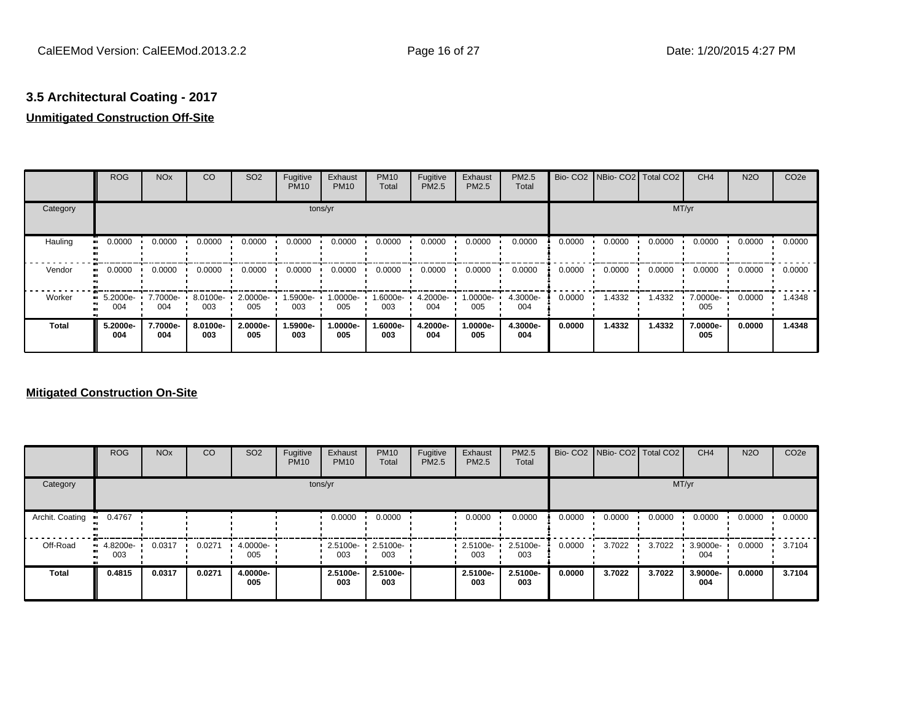### 3.5 Architectural Coating - 2017

**Unmitigated Construction Off-Site**

| | ROG | NOx | CO | SO2 | Fugitive PM10 | Exhaust PM10 | PM10 Total | Fugitive PM2.5 | Exhaust PM2.5 | PM2.5 Total | Bio- CO2 | NBio- CO2 | Total CO2 | CH4 | N2O | CO2e |
|---|---|---|---|---|---|---|---|---|---|---|---|---|---|---|---|---|
| Category | tons/yr | | | | | | | | | | MT/yr | | | | | |
| Hauling | 0.0000 | 0.0000 | 0.0000 | 0.0000 | 0.0000 | 0.0000 | 0.0000 | 0.0000 | 0.0000 | 0.0000 | 0.0000 | 0.0000 | 0.0000 | 0.0000 | 0.0000 | 0.0000 |
| Vendor | 0.0000 | 0.0000 | 0.0000 | 0.0000 | 0.0000 | 0.0000 | 0.0000 | 0.0000 | 0.0000 | 0.0000 | 0.0000 | 0.0000 | 0.0000 | 0.0000 | 0.0000 | 0.0000 |
| Worker | 5.2000e-004 | 7.7000e-004 | 8.0100e-003 | 2.0000e-005 | 1.5900e-003 | 1.0000e-005 | 1.6000e-003 | 4.2000e-004 | 1.0000e-005 | 4.3000e-004 | 0.0000 | 1.4332 | 1.4332 | 7.0000e-005 | 0.0000 | 1.4348 |
| **Total** | **5.2000e-004** | **7.7000e-004** | **8.0100e-003** | **2.0000e-005** | **1.5900e-003** | **1.0000e-005** | **1.6000e-003** | **4.2000e-004** | **1.0000e-005** | **4.3000e-004** | **0.0000** | **1.4332** | **1.4332** | **7.0000e-005** | **0.0000** | **1.4348** |

**Mitigated Construction On-Site**

| | ROG | NOx | CO | SO2 | Fugitive PM10 | Exhaust PM10 | PM10 Total | Fugitive PM2.5 | Exhaust PM2.5 | PM2.5 Total | Bio- CO2 | NBio- CO2 | Total CO2 | CH4 | N2O | CO2e |
|---|---|---|---|---|---|---|---|---|---|---|---|---|---|---|---|---|
| Category | tons/yr | | | | | | | | | | MT/yr | | | | | |
| Archit. Coating | 0.4767 | | | | | 0.0000 | 0.0000 | | 0.0000 | 0.0000 | 0.0000 | 0.0000 | 0.0000 | 0.0000 | 0.0000 | 0.0000 |
| Off-Road | 4.8200e-003 | 0.0317 | 0.0271 | 4.0000e-005 | | 2.5100e-003 | 2.5100e-003 | | 2.5100e-003 | 2.5100e-003 | 0.0000 | 3.7022 | 3.7022 | 3.9000e-004 | 0.0000 | 3.7104 |
| **Total** | **0.4815** | **0.0317** | **0.0271** | **4.0000e-005** | | **2.5100e-003** | **2.5100e-003** | | **2.5100e-003** | **2.5100e-003** | **0.0000** | **3.7022** | **3.7022** | **3.9000e-004** | **0.0000** | **3.7104** |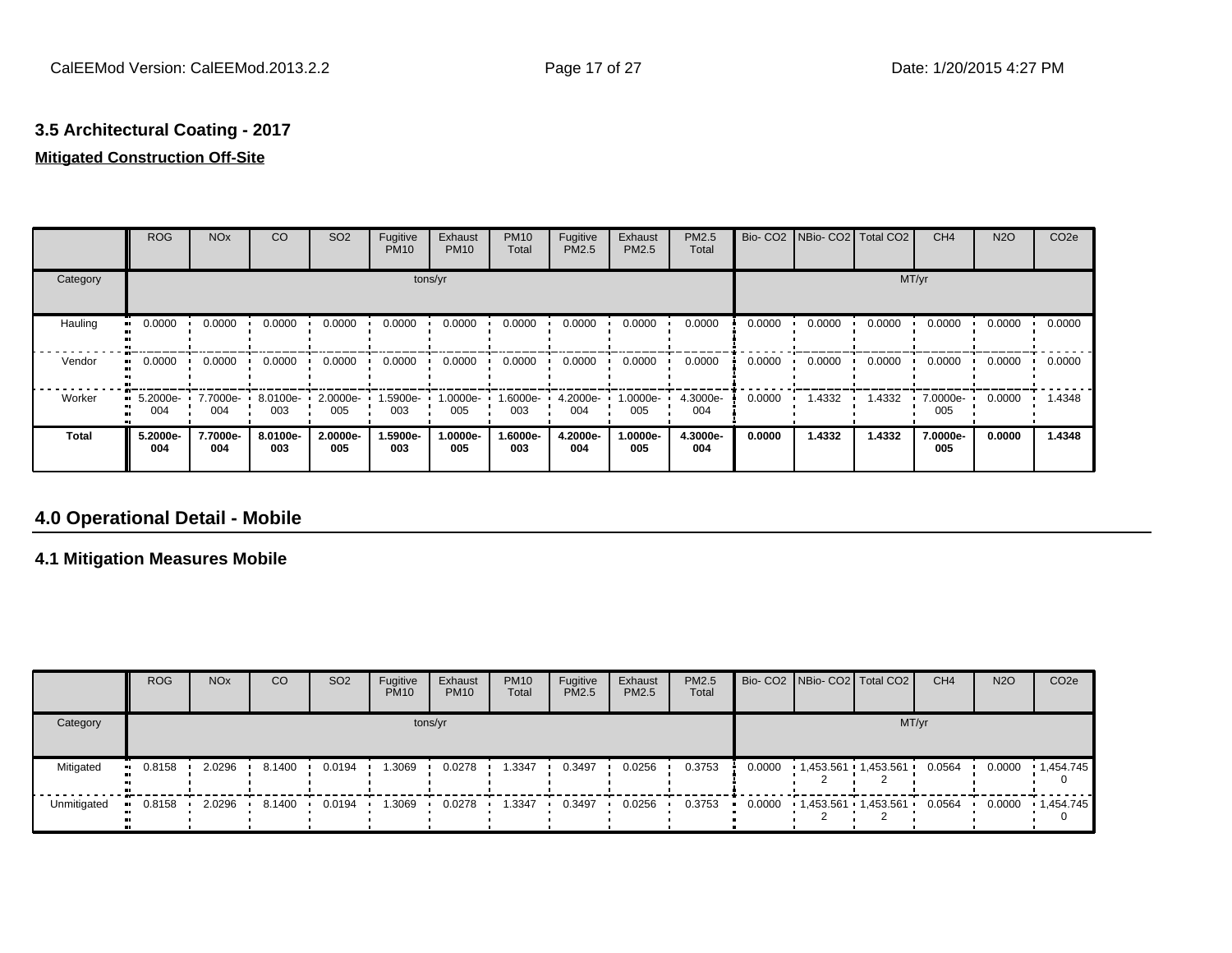### 3.5 Architectural Coating - 2017

**Mitigated Construction Off-Site**

| | ROG | NOx | CO | SO2 | Fugitive PM10 | Exhaust PM10 | PM10 Total | Fugitive PM2.5 | Exhaust PM2.5 | PM2.5 Total | Bio- CO2 | NBio- CO2 | Total CO2 | CH4 | N2O | CO2e |
|---|---|---|---|---|---|---|---|---|---|---|---|---|---|---|---|---|
| Category | tons/yr | | | | | | | | | | MT/yr | | | | | |
| Hauling | 0.0000 | 0.0000 | 0.0000 | 0.0000 | 0.0000 | 0.0000 | 0.0000 | 0.0000 | 0.0000 | 0.0000 | 0.0000 | 0.0000 | 0.0000 | 0.0000 | 0.0000 | 0.0000 |
| Vendor | 0.0000 | 0.0000 | 0.0000 | 0.0000 | 0.0000 | 0.0000 | 0.0000 | 0.0000 | 0.0000 | 0.0000 | 0.0000 | 0.0000 | 0.0000 | 0.0000 | 0.0000 | 0.0000 |
| Worker | 5.2000e-004 | 7.7000e-004 | 8.0100e-003 | 2.0000e-005 | 1.5900e-003 | 1.0000e-005 | 1.6000e-003 | 4.2000e-004 | 1.0000e-005 | 4.3000e-004 | 0.0000 | 1.4332 | 1.4332 | 7.0000e-005 | 0.0000 | 1.4348 |
| **Total** | **5.2000e-004** | **7.7000e-004** | **8.0100e-003** | **2.0000e-005** | **1.5900e-003** | **1.0000e-005** | **1.6000e-003** | **4.2000e-004** | **1.0000e-005** | **4.3000e-004** | **0.0000** | **1.4332** | **1.4332** | **7.0000e-005** | **0.0000** | **1.4348** |

## 4.0 Operational Detail - Mobile

### 4.1 Mitigation Measures Mobile

| | ROG | NOx | CO | SO2 | Fugitive PM10 | Exhaust PM10 | PM10 Total | Fugitive PM2.5 | Exhaust PM2.5 | PM2.5 Total | Bio- CO2 | NBio- CO2 | Total CO2 | CH4 | N2O | CO2e |
|---|---|---|---|---|---|---|---|---|---|---|---|---|---|---|---|---|
| Category | tons/yr | | | | | | | | | | MT/yr | | | | | |
| Mitigated | 0.8158 | 2.0296 | 8.1400 | 0.0194 | 1.3069 | 0.0278 | 1.3347 | 0.3497 | 0.0256 | 0.3753 | 0.0000 | 1,453.5612 | 1,453.5612 | 0.0564 | 0.0000 | 1,454.7450 |
| Unmitigated | 0.8158 | 2.0296 | 8.1400 | 0.0194 | 1.3069 | 0.0278 | 1.3347 | 0.3497 | 0.0256 | 0.3753 | 0.0000 | 1,453.5612 | 1,453.5612 | 0.0564 | 0.0000 | 1,454.7450 |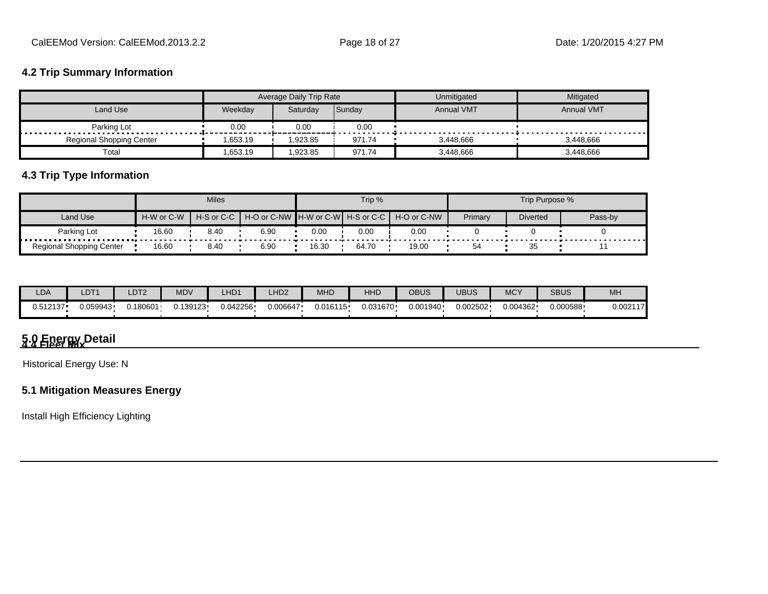### 4.2 Trip Summary Information

| | Average Daily Trip Rate | | | Unmitigated | Mitigated |
|---|---|---|---|---|---|
| Land Use | Weekday | Saturday | Sunday | Annual VMT | Annual VMT |
| Parking Lot | 0.00 | 0.00 | 0.00 | | |
| Regional Shopping Center | 1,653.19 | 1,923.85 | 971.74 | 3,448,666 | 3,448,666 |
| Total | 1,653.19 | 1,923.85 | 971.74 | 3,448,666 | 3,448,666 |

### 4.3 Trip Type Information

| | Miles | | | Trip % | | | Trip Purpose % | | |
|---|---|---|---|---|---|---|---|---|---|
| Land Use | H-W or C-W | H-S or C-C | H-O or C-NW | H-W or C-W | H-S or C-C | H-O or C-NW | Primary | Diverted | Pass-by |
| Parking Lot | 16.60 | 8.40 | 6.90 | 0.00 | 0.00 | 0.00 | 0 | 0 | 0 |
| Regional Shopping Center | 16.60 | 8.40 | 6.90 | 16.30 | 64.70 | 19.00 | 54 | 35 | 11 |

### 4.4 Fleet Mix

| LDA | LDT1 | LDT2 | MDV | LHD1 | LHD2 | MHD | HHD | OBUS | UBUS | MCY | SBUS | MH |
|---|---|---|---|---|---|---|---|---|---|---|---|---|
| 0.512137 | 0.059943 | 0.180601 | 0.139123 | 0.042256 | 0.006647 | 0.016115 | 0.031670 | 0.001940 | 0.002502 | 0.004362 | 0.000588 | 0.002117 |

## 5.0 Energy Detail

Historical Energy Use: N

### 5.1 Mitigation Measures Energy

Install High Efficiency Lighting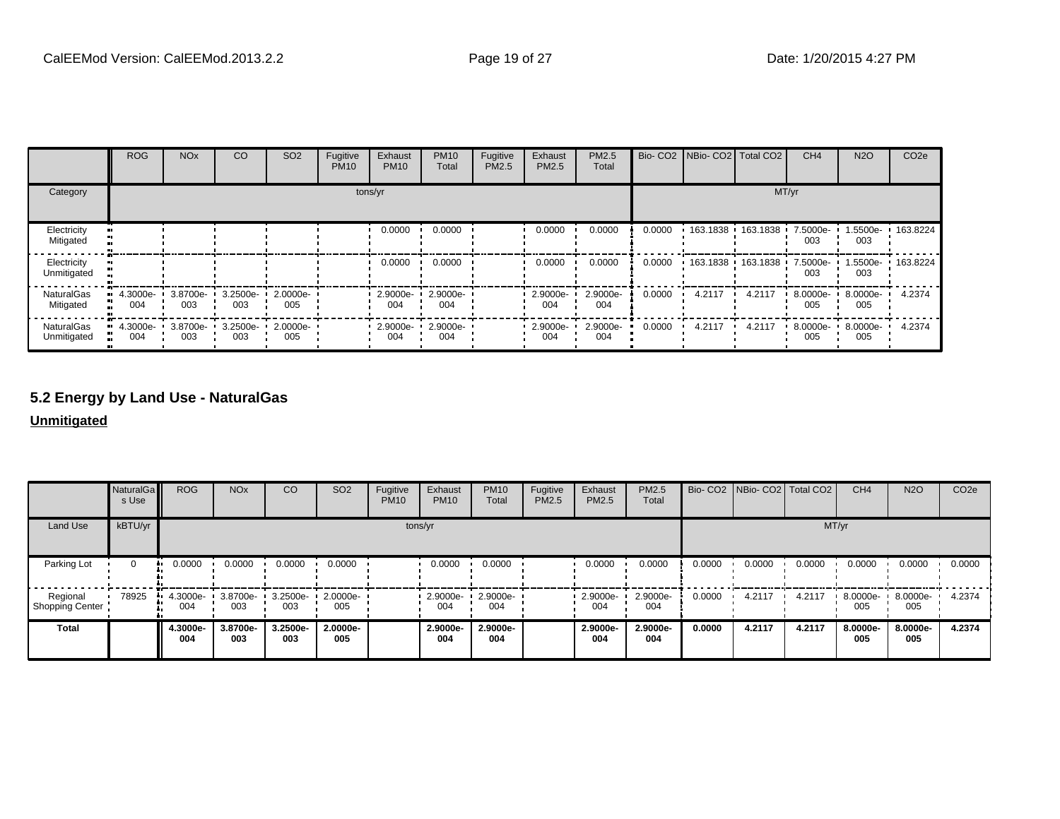| | ROG | NOx | CO | SO2 | Fugitive PM10 | Exhaust PM10 | PM10 Total | Fugitive PM2.5 | Exhaust PM2.5 | PM2.5 Total | Bio- CO2 | NBio- CO2 | Total CO2 | CH4 | N2O | CO2e |
|---|---|---|---|---|---|---|---|---|---|---|---|---|---|---|---|---|
| Category | tons/yr | | | | | | | | | | MT/yr | | | | | |
| Electricity Mitigated | | | | | | 0.0000 | 0.0000 | | 0.0000 | 0.0000 | 0.0000 | 163.1838 | 163.1838 | 7.5000e-003 | 1.5500e-003 | 163.8224 |
| Electricity Unmitigated | | | | | | 0.0000 | 0.0000 | | 0.0000 | 0.0000 | 0.0000 | 163.1838 | 163.1838 | 7.5000e-003 | 1.5500e-003 | 163.8224 |
| NaturalGas Mitigated | 4.3000e-004 | 3.8700e-003 | 3.2500e-003 | 2.0000e-005 | | 2.9000e-004 | 2.9000e-004 | | 2.9000e-004 | 2.9000e-004 | 0.0000 | 4.2117 | 4.2117 | 8.0000e-005 | 8.0000e-005 | 4.2374 |
| NaturalGas Unmitigated | 4.3000e-004 | 3.8700e-003 | 3.2500e-003 | 2.0000e-005 | | 2.9000e-004 | 2.9000e-004 | | 2.9000e-004 | 2.9000e-004 | 0.0000 | 4.2117 | 4.2117 | 8.0000e-005 | 8.0000e-005 | 4.2374 |

## 5.2 Energy by Land Use - NaturalGas

**Unmitigated**

| | NaturalGas Use | ROG | NOx | CO | SO2 | Fugitive PM10 | Exhaust PM10 | PM10 Total | Fugitive PM2.5 | Exhaust PM2.5 | PM2.5 Total | Bio- CO2 | NBio- CO2 | Total CO2 | CH4 | N2O | CO2e |
|---|---|---|---|---|---|---|---|---|---|---|---|---|---|---|---|---|---|
| Land Use | kBTU/yr | tons/yr | | | | | | | | | | MT/yr | | | | | |
| Parking Lot | 0 | 0.0000 | 0.0000 | 0.0000 | 0.0000 | | 0.0000 | 0.0000 | | 0.0000 | 0.0000 | 0.0000 | 0.0000 | 0.0000 | 0.0000 | 0.0000 | 0.0000 |
| Regional Shopping Center | 78925 | 4.3000e-004 | 3.8700e-003 | 3.2500e-003 | 2.0000e-005 | | 2.9000e-004 | 2.9000e-004 | | 2.9000e-004 | 2.9000e-004 | 0.0000 | 4.2117 | 4.2117 | 8.0000e-005 | 8.0000e-005 | 4.2374 |
| **Total** | | **4.3000e-004** | **3.8700e-003** | **3.2500e-003** | **2.0000e-005** | | **2.9000e-004** | **2.9000e-004** | | **2.9000e-004** | **2.9000e-004** | **0.0000** | **4.2117** | **4.2117** | **8.0000e-005** | **8.0000e-005** | **4.2374** |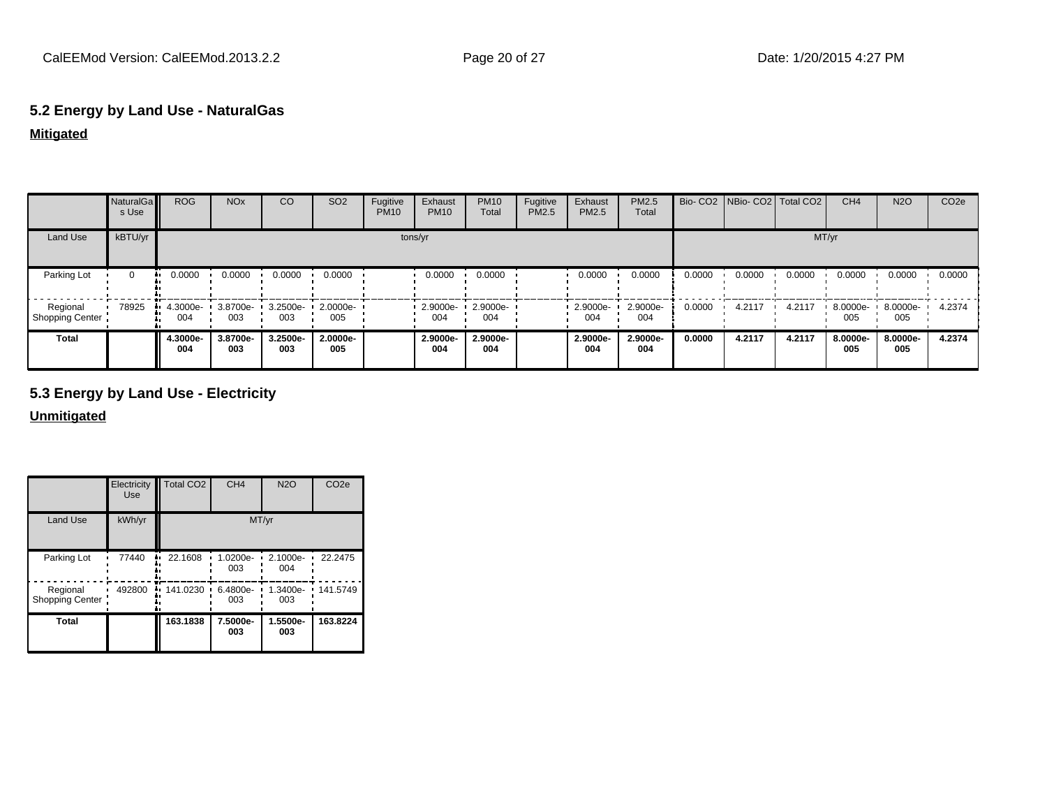### 5.2 Energy by Land Use - NaturalGas

**Mitigated**

| | NaturalGas Use | ROG | NOx | CO | SO2 | Fugitive PM10 | Exhaust PM10 | PM10 Total | Fugitive PM2.5 | Exhaust PM2.5 | PM2.5 Total | Bio- CO2 | NBio- CO2 | Total CO2 | CH4 | N2O | CO2e |
|---|---|---|---|---|---|---|---|---|---|---|---|---|---|---|---|---|---|
| Land Use | kBTU/yr | tons/yr | | | | | | | | | | MT/yr | | | | | |
| Parking Lot | 0 | 0.0000 | 0.0000 | 0.0000 | 0.0000 | | 0.0000 | 0.0000 | | 0.0000 | 0.0000 | 0.0000 | 0.0000 | 0.0000 | 0.0000 | 0.0000 | 0.0000 |
| Regional Shopping Center | 78925 | 4.3000e-004 | 3.8700e-003 | 3.2500e-003 | 2.0000e-005 | | 2.9000e-004 | 2.9000e-004 | | 2.9000e-004 | 2.9000e-004 | 0.0000 | 4.2117 | 4.2117 | 8.0000e-005 | 8.0000e-005 | 4.2374 |
| **Total** | | **4.3000e-004** | **3.8700e-003** | **3.2500e-003** | **2.0000e-005** | | **2.9000e-004** | **2.9000e-004** | | **2.9000e-004** | **2.9000e-004** | **0.0000** | **4.2117** | **4.2117** | **8.0000e-005** | **8.0000e-005** | **4.2374** |

### 5.3 Energy by Land Use - Electricity

**Unmitigated**

| | Electricity Use | Total CO2 | CH4 | N2O | CO2e |
|---|---|---|---|---|---|
| Land Use | kWh/yr | MT/yr | | | |
| Parking Lot | 77440 | 22.1608 | 1.0200e-003 | 2.1000e-004 | 22.2475 |
| Regional Shopping Center | 492800 | 141.0230 | 6.4800e-003 | 1.3400e-003 | 141.5749 |
| **Total** | | **163.1838** | **7.5000e-003** | **1.5500e-003** | **163.8224** |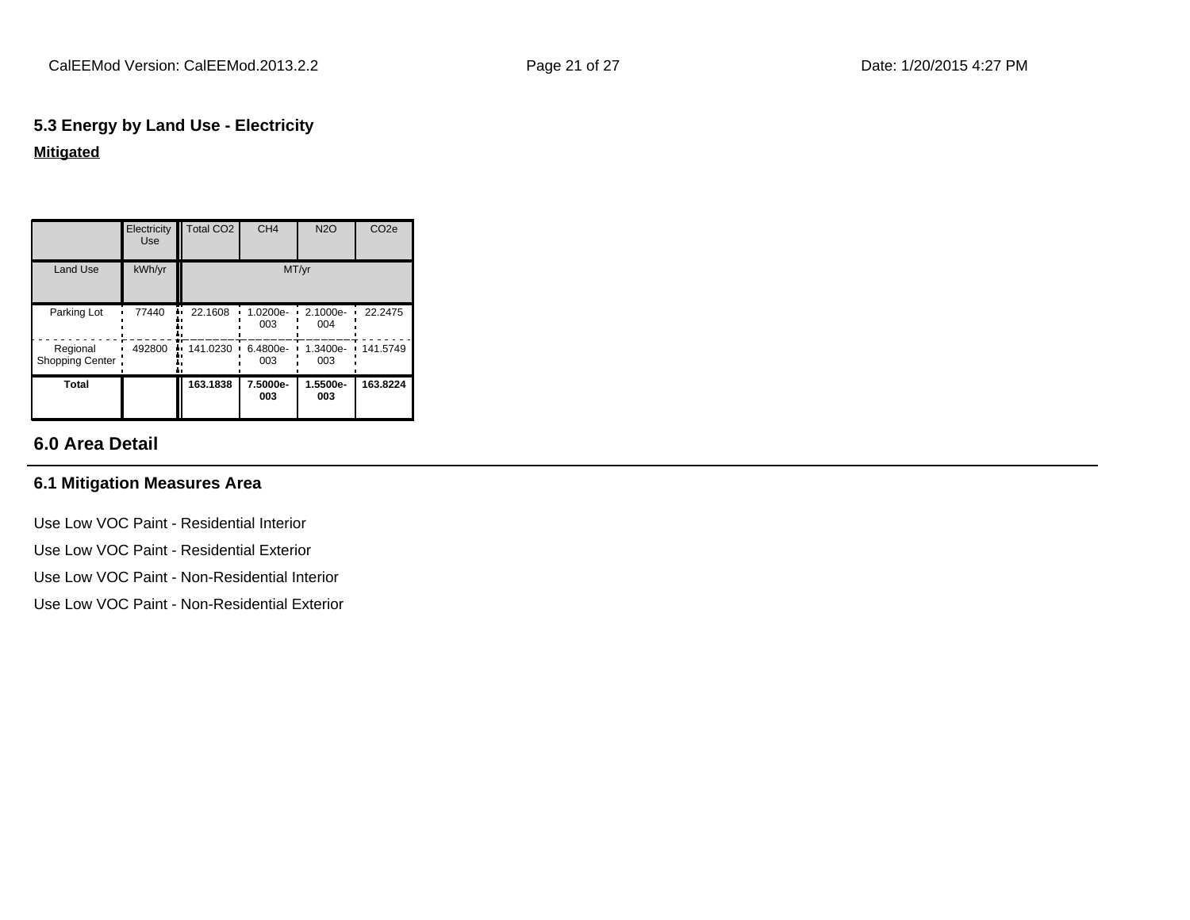### 5.3 Energy by Land Use - Electricity

**Mitigated**

| | Electricity Use | Total $CO_2$ | $CH_4$ | $N_2O$ | $CO_2e$ |
|---|---|---|---|---|---|
| Land Use | kWh/yr | MT/yr | | | |
| Parking Lot | 77440 | 22.1608 | 1.0200e-003 | 2.1000e-004 | 22.2475 |
| Regional Shopping Center | 492800 | 141.0230 | 6.4800e-003 | 1.3400e-003 | 141.5749 |
| **Total** | | **163.1838** | **7.5000e-003** | **1.5500e-003** | **163.8224** |

## 6.0 Area Detail

### 6.1 Mitigation Measures Area

Use Low VOC Paint - Residential Interior

Use Low VOC Paint - Residential Exterior

Use Low VOC Paint - Non-Residential Interior

Use Low VOC Paint - Non-Residential Exterior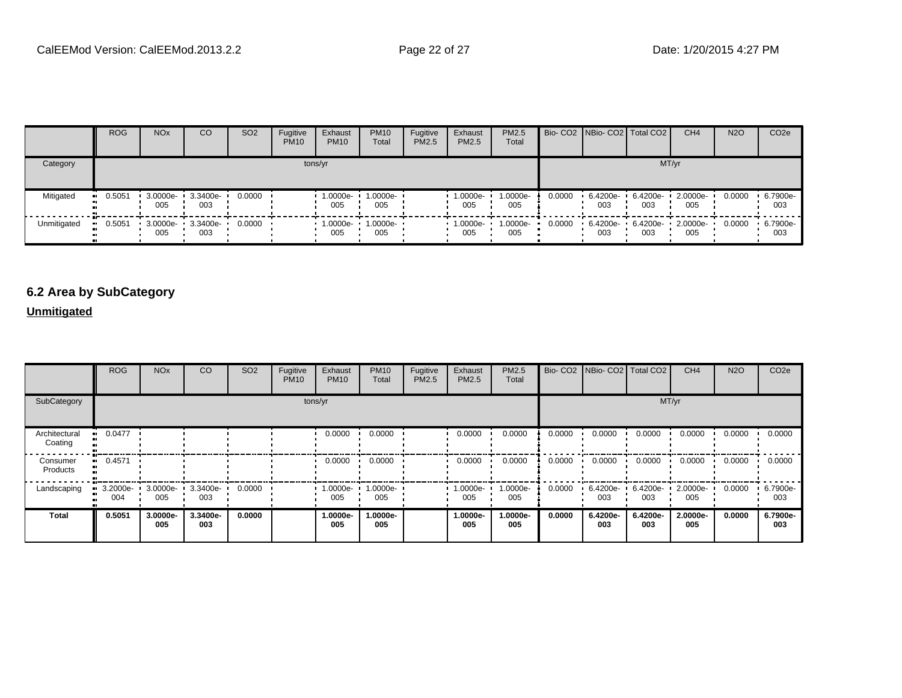| | ROG | NOx | CO | SO2 | Fugitive PM10 | Exhaust PM10 | PM10 Total | Fugitive PM2.5 | Exhaust PM2.5 | PM2.5 Total | Bio- CO2 | NBio- CO2 | Total CO2 | CH4 | N2O | CO2e |
|---|---|---|---|---|---|---|---|---|---|---|---|---|---|---|---|---|
| Category | tons/yr | | | | | | | | | | MT/yr | | | | | |
| Mitigated | 0.5051 | 3.0000e-005 | 3.3400e-003 | 0.0000 | | 1.0000e-005 | 1.0000e-005 | | 1.0000e-005 | 1.0000e-005 | 0.0000 | 6.4200e-003 | 6.4200e-003 | 2.0000e-005 | 0.0000 | 6.7900e-003 |
| Unmitigated | 0.5051 | 3.0000e-005 | 3.3400e-003 | 0.0000 | | 1.0000e-005 | 1.0000e-005 | | 1.0000e-005 | 1.0000e-005 | 0.0000 | 6.4200e-003 | 6.4200e-003 | 2.0000e-005 | 0.0000 | 6.7900e-003 |

## 6.2 Area by SubCategory

**Unmitigated**

| | ROG | NOx | CO | SO2 | Fugitive PM10 | Exhaust PM10 | PM10 Total | Fugitive PM2.5 | Exhaust PM2.5 | PM2.5 Total | Bio- CO2 | NBio- CO2 | Total CO2 | CH4 | N2O | CO2e |
|---|---|---|---|---|---|---|---|---|---|---|---|---|---|---|---|---|
| SubCategory | tons/yr | | | | | | | | | | MT/yr | | | | | |
| Architectural Coating | 0.0477 | | | | | 0.0000 | 0.0000 | | 0.0000 | 0.0000 | 0.0000 | 0.0000 | 0.0000 | 0.0000 | 0.0000 | 0.0000 |
| Consumer Products | 0.4571 | | | | | 0.0000 | 0.0000 | | 0.0000 | 0.0000 | 0.0000 | 0.0000 | 0.0000 | 0.0000 | 0.0000 | 0.0000 |
| Landscaping | 3.2000e-004 | 3.0000e-005 | 3.3400e-003 | 0.0000 | | 1.0000e-005 | 1.0000e-005 | | 1.0000e-005 | 1.0000e-005 | 0.0000 | 6.4200e-003 | 6.4200e-003 | 2.0000e-005 | 0.0000 | 6.7900e-003 |
| **Total** | **0.5051** | **3.0000e-005** | **3.3400e-003** | **0.0000** | | **1.0000e-005** | **1.0000e-005** | | **1.0000e-005** | **1.0000e-005** | **0.0000** | **6.4200e-003** | **6.4200e-003** | **2.0000e-005** | **0.0000** | **6.7900e-003** |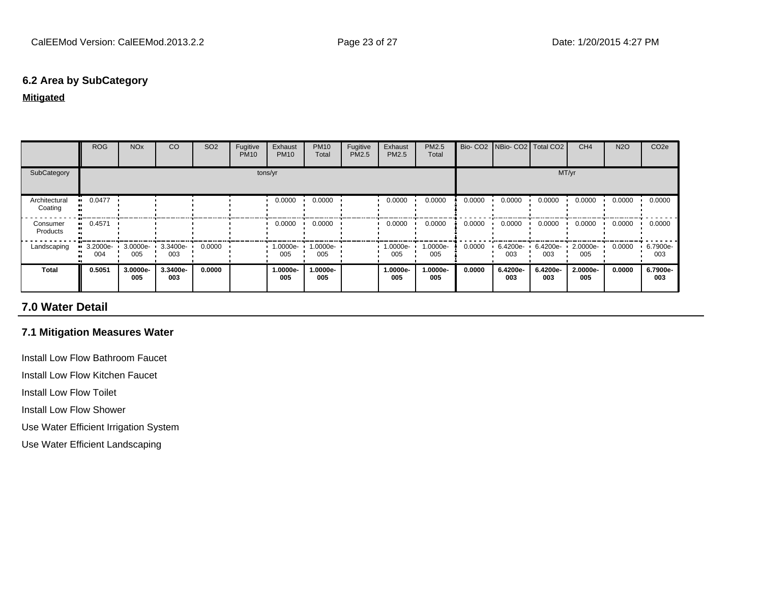### 6.2 Area by SubCategory

**Mitigated**

| | ROG | NOx | CO | SO2 | Fugitive PM10 | Exhaust PM10 | PM10 Total | Fugitive PM2.5 | Exhaust PM2.5 | PM2.5 Total | Bio- CO2 | NBio- CO2 | Total CO2 | CH4 | N2O | CO2e |
|---|---|---|---|---|---|---|---|---|---|---|---|---|---|---|---|---|
| SubCategory | tons/yr | | | | | | | | | | MT/yr | | | | | |
| Architectural Coating | 0.0477 | | | | | 0.0000 | 0.0000 | | 0.0000 | 0.0000 | 0.0000 | 0.0000 | 0.0000 | 0.0000 | 0.0000 | 0.0000 |
| Consumer Products | 0.4571 | | | | | 0.0000 | 0.0000 | | 0.0000 | 0.0000 | 0.0000 | 0.0000 | 0.0000 | 0.0000 | 0.0000 | 0.0000 |
| Landscaping | 3.2000e-004 | 3.0000e-005 | 3.3400e-003 | 0.0000 | | 1.0000e-005 | 1.0000e-005 | | 1.0000e-005 | 1.0000e-005 | 0.0000 | 6.4200e-003 | 6.4200e-003 | 2.0000e-005 | 0.0000 | 6.7900e-003 |
| **Total** | **0.5051** | **3.0000e-005** | **3.3400e-003** | **0.0000** | | **1.0000e-005** | **1.0000e-005** | | **1.0000e-005** | **1.0000e-005** | **0.0000** | **6.4200e-003** | **6.4200e-003** | **2.0000e-005** | **0.0000** | **6.7900e-003** |

## 7.0 Water Detail

### 7.1 Mitigation Measures Water

Install Low Flow Bathroom Faucet

Install Low Flow Kitchen Faucet

Install Low Flow Toilet

Install Low Flow Shower

Use Water Efficient Irrigation System

Use Water Efficient Landscaping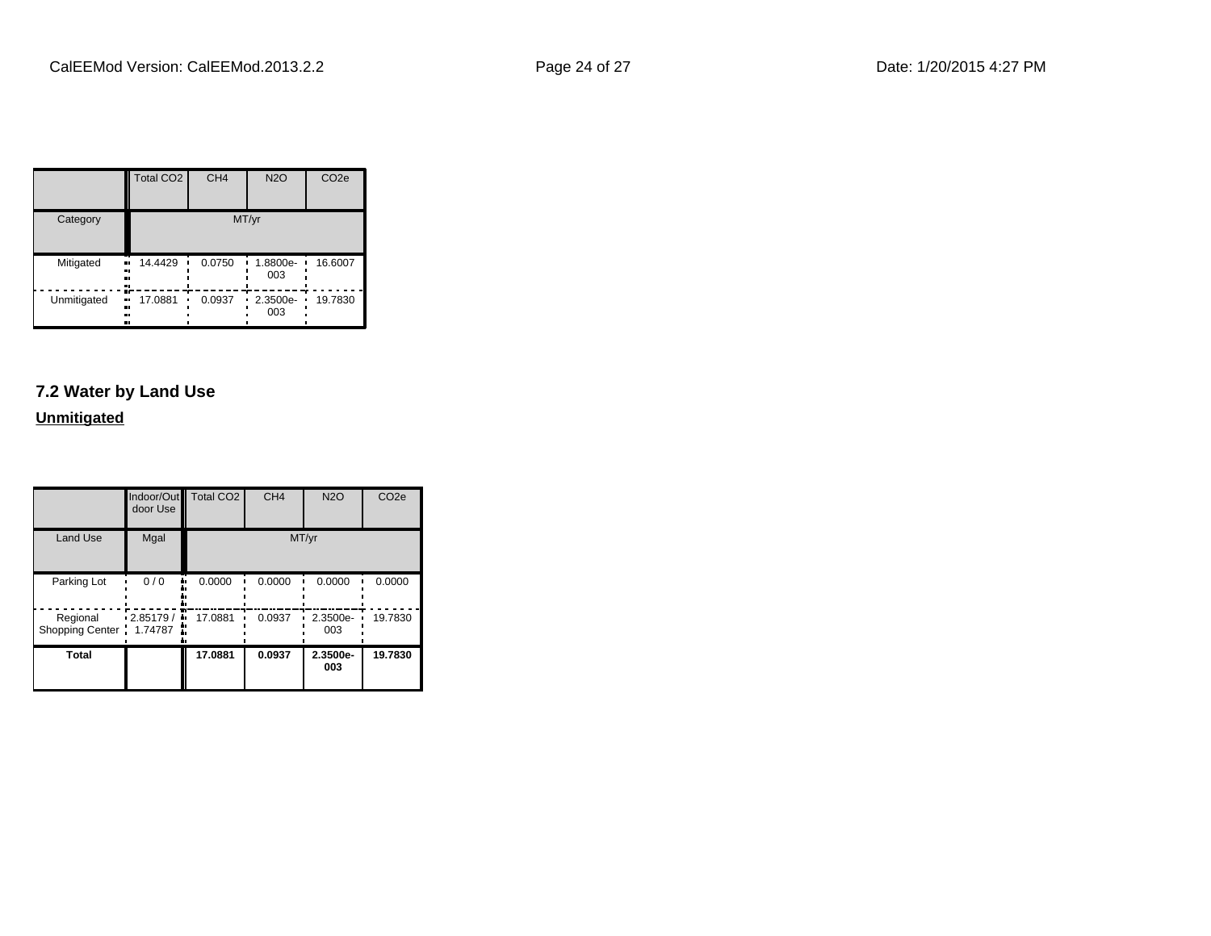| | Total CO2 | CH4 | N2O | CO2e |
|---|---|---|---|---|
| Category | MT/yr | | | |
| Mitigated | 14.4429 | 0.0750 | 1.8800e-003 | 16.6007 |
| Unmitigated | 17.0881 | 0.0937 | 2.3500e-003 | 19.7830 |

### 7.2 Water by Land Use

**Unmitigated**

| | Indoor/Outdoor Use | Total CO2 | CH4 | N2O | CO2e |
|---|---|---|---|---|---|
| Land Use | Mgal | MT/yr | | | |
| Parking Lot | 0 / 0 | 0.0000 | 0.0000 | 0.0000 | 0.0000 |
| Regional Shopping Center | 2.85179 / 1.74787 | 17.0881 | 0.0937 | 2.3500e-003 | 19.7830 |
| **Total** | | **17.0881** | **0.0937** | **2.3500e-003** | **19.7830** |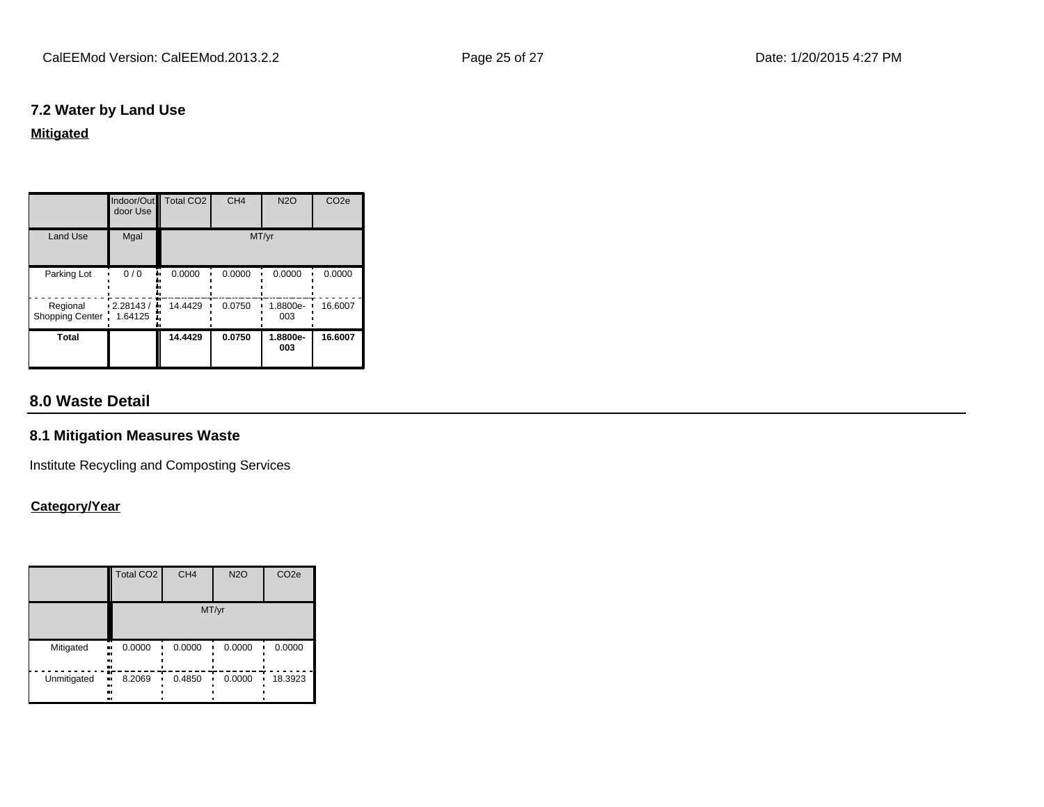### 7.2 Water by Land Use

**Mitigated**

| | Indoor/Outdoor Use | Total CO2 | CH4 | N2O | CO2e |
|---|---|---|---|---|---|
| Land Use | Mgal | MT/yr | | | |
| Parking Lot | 0 / 0 | 0.0000 | 0.0000 | 0.0000 | 0.0000 |
| Regional Shopping Center | 2.28143 / 1.64125 | 14.4429 | 0.0750 | 1.8800e-003 | 16.6007 |
| **Total** | | **14.4429** | **0.0750** | **1.8800e-003** | **16.6007** |

## 8.0 Waste Detail

### 8.1 Mitigation Measures Waste

Institute Recycling and Composting Services

**Category/Year**

| | Total CO2 | CH4 | N2O | CO2e |
|---|---|---|---|---|
| | MT/yr | | | |
| Mitigated | 0.0000 | 0.0000 | 0.0000 | 0.0000 |
| Unmitigated | 8.2069 | 0.4850 | 0.0000 | 18.3923 |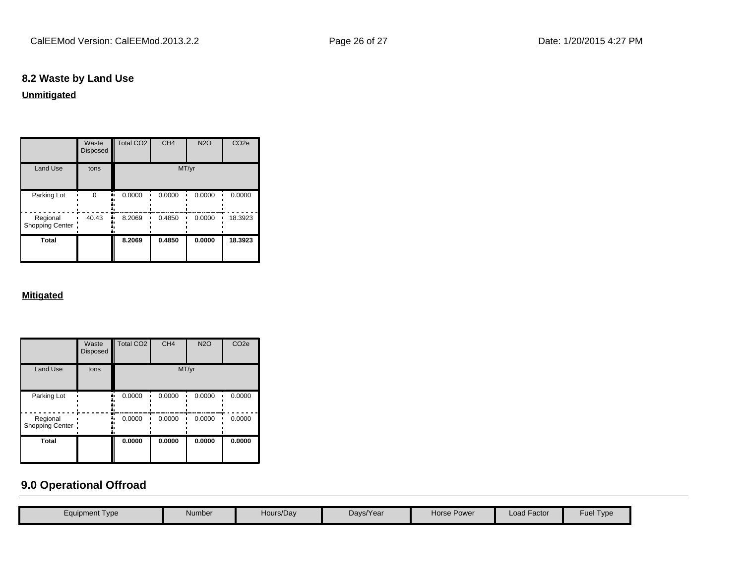## 8.2 Waste by Land Use

**Unmitigated**

| | Waste Disposed | Total CO2 | CH4 | N2O | CO2e |
|---|---|---|---|---|---|
| Land Use | tons | MT/yr | | | |
| Parking Lot | 0 | 0.0000 | 0.0000 | 0.0000 | 0.0000 |
| Regional Shopping Center | 40.43 | 8.2069 | 0.4850 | 0.0000 | 18.3923 |
| **Total** | | **8.2069** | **0.4850** | **0.0000** | **18.3923** |

**Mitigated**

| | Waste Disposed | Total CO2 | CH4 | N2O | CO2e |
|---|---|---|---|---|---|
| Land Use | tons | MT/yr | | | |
| Parking Lot | | 0.0000 | 0.0000 | 0.0000 | 0.0000 |
| Regional Shopping Center | | 0.0000 | 0.0000 | 0.0000 | 0.0000 |
| **Total** | | **0.0000** | **0.0000** | **0.0000** | **0.0000** |

# 9.0 Operational Offroad

| Equipment Type | Number | Hours/Day | Days/Year | Horse Power | Load Factor | Fuel Type |
|---|---|---|---|---|---|---|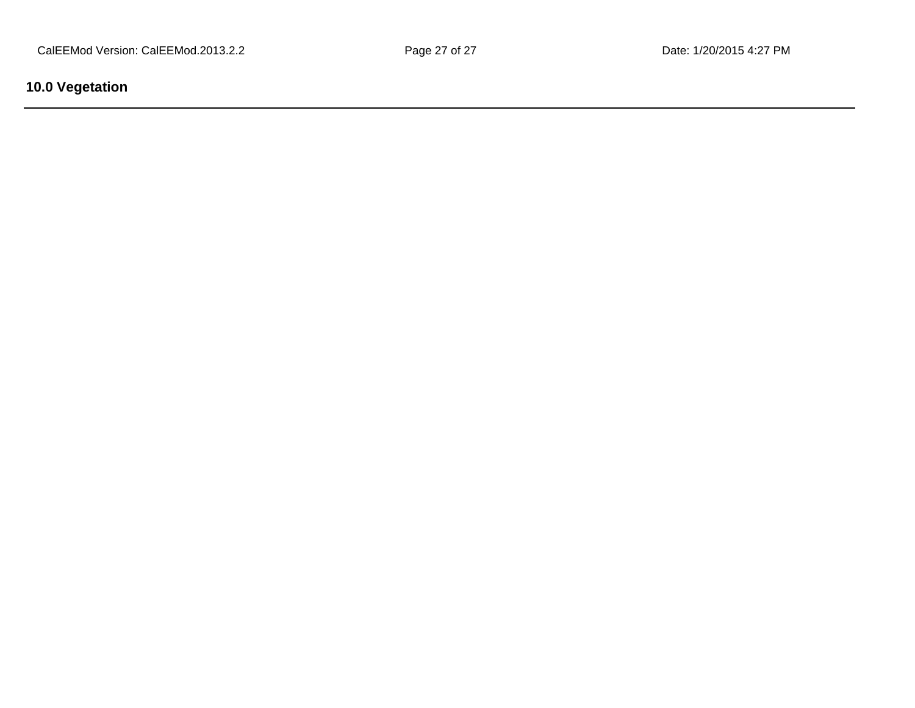## 10.0 Vegetation